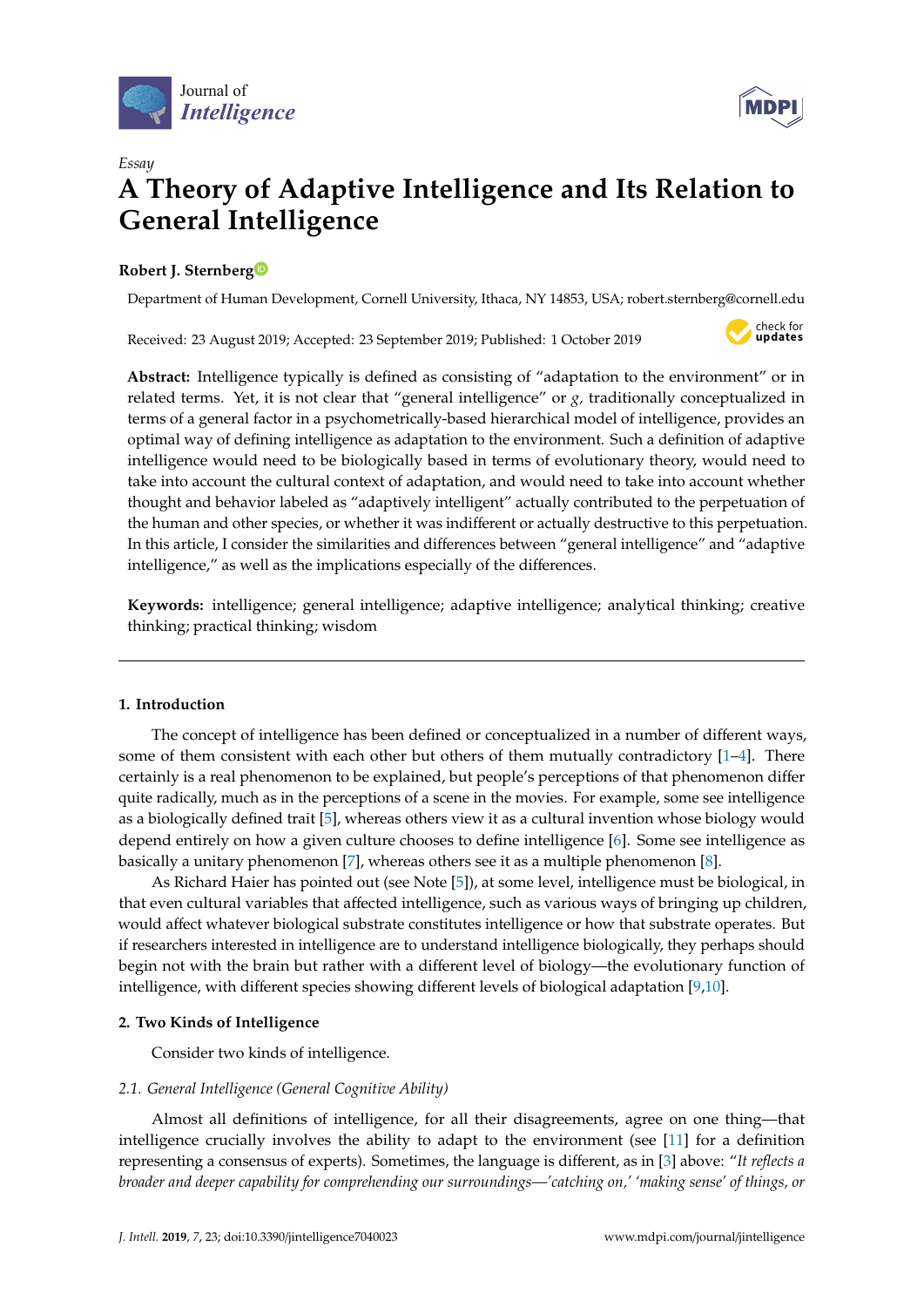Journal of *Intelligence*

*Essay*

# A Theory of Adaptive Intelligence and Its Relation to General Intelligence

**Robert J. Sternberg**

Department of Human Development, Cornell University, Ithaca, NY 14853, USA; robert.sternberg@cornell.edu

Received: 23 August 2019; Accepted: 23 September 2019; Published: 1 October 2019

**Abstract:** Intelligence typically is defined as consisting of "adaptation to the environment" or in related terms. Yet, it is not clear that "general intelligence" or *g*, traditionally conceptualized in terms of a general factor in a psychometrically-based hierarchical model of intelligence, provides an optimal way of defining intelligence as adaptation to the environment. Such a definition of adaptive intelligence would need to be biologically based in terms of evolutionary theory, would need to take into account the cultural context of adaptation, and would need to take into account whether thought and behavior labeled as "adaptively intelligent" actually contributed to the perpetuation of the human and other species, or whether it was indifferent or actually destructive to this perpetuation. In this article, I consider the similarities and differences between "general intelligence" and "adaptive intelligence," as well as the implications especially of the differences.

**Keywords:** intelligence; general intelligence; adaptive intelligence; analytical thinking; creative thinking; practical thinking; wisdom

## 1. Introduction

The concept of intelligence has been defined or conceptualized in a number of different ways, some of them consistent with each other but others of them mutually contradictory [1–4]. There certainly is a real phenomenon to be explained, but people's perceptions of that phenomenon differ quite radically, much as in the perceptions of a scene in the movies. For example, some see intelligence as a biologically defined trait [5], whereas others view it as a cultural invention whose biology would depend entirely on how a given culture chooses to define intelligence [6]. Some see intelligence as basically a unitary phenomenon [7], whereas others see it as a multiple phenomenon [8].

As Richard Haier has pointed out (see Note [5]), at some level, intelligence must be biological, in that even cultural variables that affected intelligence, such as various ways of bringing up children, would affect whatever biological substrate constitutes intelligence or how that substrate operates. But if researchers interested in intelligence are to understand intelligence biologically, they perhaps should begin not with the brain but rather with a different level of biology—the evolutionary function of intelligence, with different species showing different levels of biological adaptation [9,10].

## 2. Two Kinds of Intelligence

Consider two kinds of intelligence.

### 2.1. General Intelligence (General Cognitive Ability)

Almost all definitions of intelligence, for all their disagreements, agree on one thing—that intelligence crucially involves the ability to adapt to the environment (see [11] for a definition representing a consensus of experts). Sometimes, the language is different, as in [3] above: "*It reflects a broader and deeper capability for comprehending our surroundings—'catching on,' 'making sense' of things, or*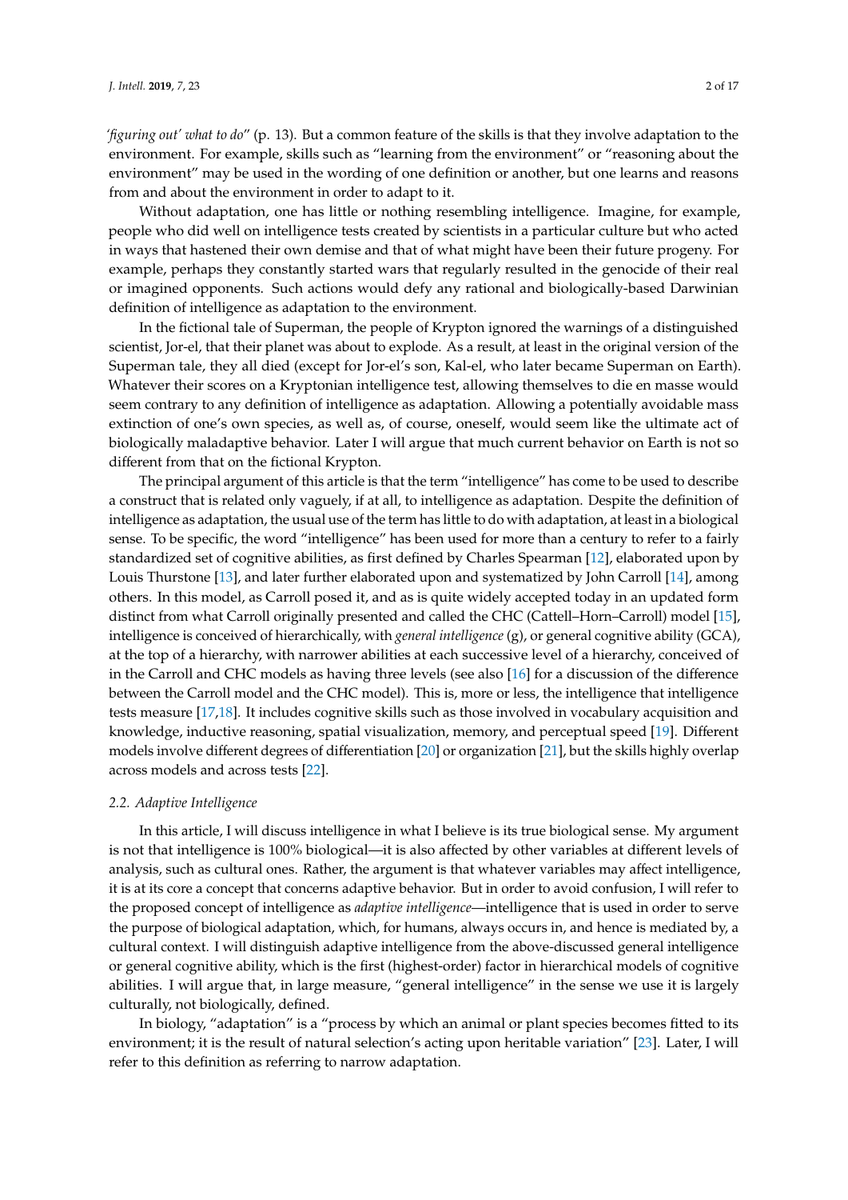*'figuring out' what to do*" (p. 13). But a common feature of the skills is that they involve adaptation to the environment. For example, skills such as "learning from the environment" or "reasoning about the environment" may be used in the wording of one definition or another, but one learns and reasons from and about the environment in order to adapt to it.

Without adaptation, one has little or nothing resembling intelligence. Imagine, for example, people who did well on intelligence tests created by scientists in a particular culture but who acted in ways that hastened their own demise and that of what might have been their future progeny. For example, perhaps they constantly started wars that regularly resulted in the genocide of their real or imagined opponents. Such actions would defy any rational and biologically-based Darwinian definition of intelligence as adaptation to the environment.

In the fictional tale of Superman, the people of Krypton ignored the warnings of a distinguished scientist, Jor-el, that their planet was about to explode. As a result, at least in the original version of the Superman tale, they all died (except for Jor-el's son, Kal-el, who later became Superman on Earth). Whatever their scores on a Kryptonian intelligence test, allowing themselves to die en masse would seem contrary to any definition of intelligence as adaptation. Allowing a potentially avoidable mass extinction of one's own species, as well as, of course, oneself, would seem like the ultimate act of biologically maladaptive behavior. Later I will argue that much current behavior on Earth is not so different from that on the fictional Krypton.

The principal argument of this article is that the term "intelligence" has come to be used to describe a construct that is related only vaguely, if at all, to intelligence as adaptation. Despite the definition of intelligence as adaptation, the usual use of the term has little to do with adaptation, at least in a biological sense. To be specific, the word "intelligence" has been used for more than a century to refer to a fairly standardized set of cognitive abilities, as first defined by Charles Spearman [12], elaborated upon by Louis Thurstone [13], and later further elaborated upon and systematized by John Carroll [14], among others. In this model, as Carroll posed it, and as is quite widely accepted today in an updated form distinct from what Carroll originally presented and called the CHC (Cattell–Horn–Carroll) model [15], intelligence is conceived of hierarchically, with *general intelligence* (g), or general cognitive ability (GCA), at the top of a hierarchy, with narrower abilities at each successive level of a hierarchy, conceived of in the Carroll and CHC models as having three levels (see also [16] for a discussion of the difference between the Carroll model and the CHC model). This is, more or less, the intelligence that intelligence tests measure [17,18]. It includes cognitive skills such as those involved in vocabulary acquisition and knowledge, inductive reasoning, spatial visualization, memory, and perceptual speed [19]. Different models involve different degrees of differentiation [20] or organization [21], but the skills highly overlap across models and across tests [22].

### 2.2. Adaptive Intelligence

In this article, I will discuss intelligence in what I believe is its true biological sense. My argument is not that intelligence is 100% biological—it is also affected by other variables at different levels of analysis, such as cultural ones. Rather, the argument is that whatever variables may affect intelligence, it is at its core a concept that concerns adaptive behavior. But in order to avoid confusion, I will refer to the proposed concept of intelligence as *adaptive intelligence*—intelligence that is used in order to serve the purpose of biological adaptation, which, for humans, always occurs in, and hence is mediated by, a cultural context. I will distinguish adaptive intelligence from the above-discussed general intelligence or general cognitive ability, which is the first (highest-order) factor in hierarchical models of cognitive abilities. I will argue that, in large measure, "general intelligence" in the sense we use it is largely culturally, not biologically, defined.

In biology, "adaptation" is a "process by which an animal or plant species becomes fitted to its environment; it is the result of natural selection's acting upon heritable variation" [23]. Later, I will refer to this definition as referring to narrow adaptation.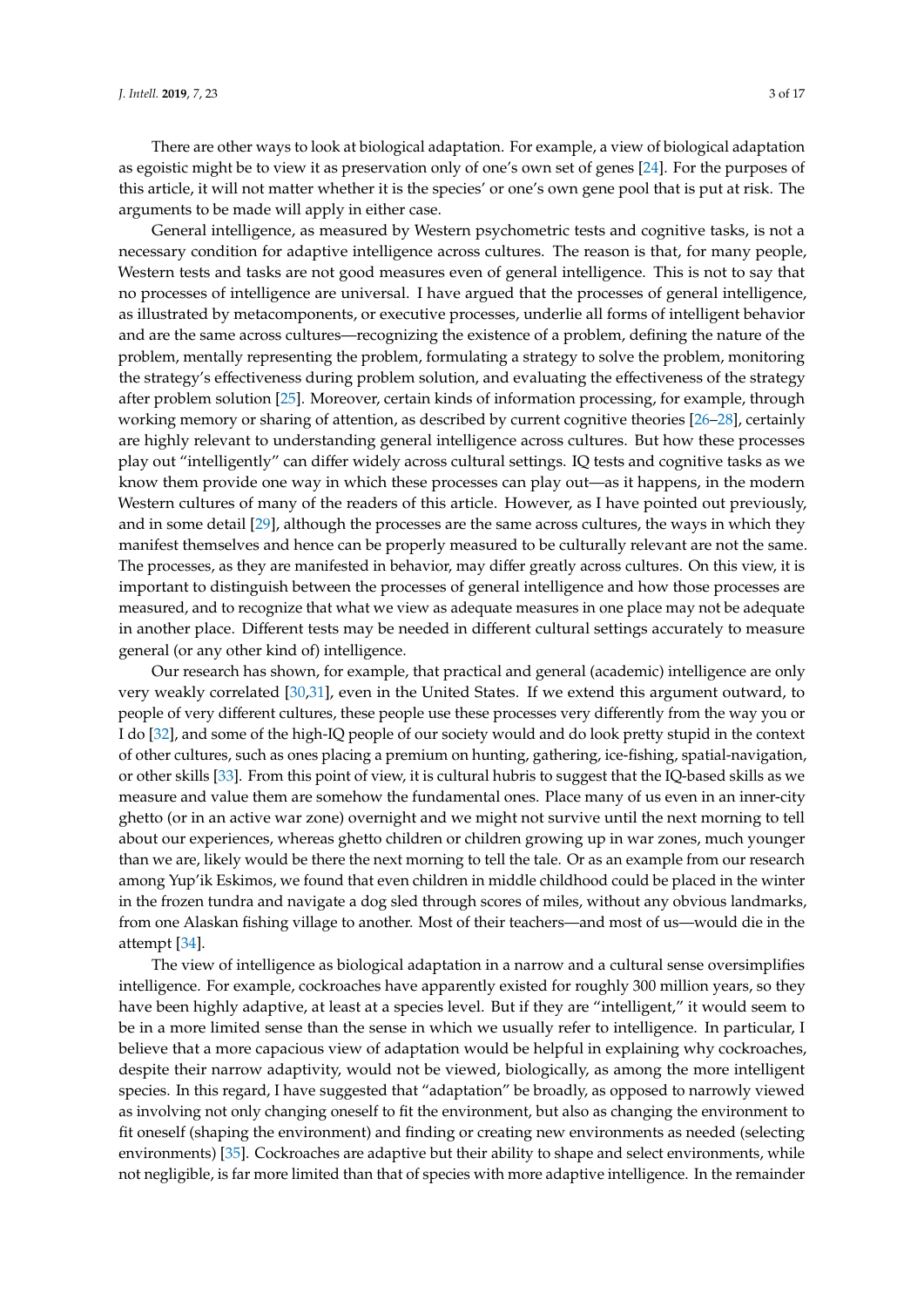There are other ways to look at biological adaptation. For example, a view of biological adaptation as egoistic might be to view it as preservation only of one's own set of genes [24]. For the purposes of this article, it will not matter whether it is the species' or one's own gene pool that is put at risk. The arguments to be made will apply in either case.

General intelligence, as measured by Western psychometric tests and cognitive tasks, is not a necessary condition for adaptive intelligence across cultures. The reason is that, for many people, Western tests and tasks are not good measures even of general intelligence. This is not to say that no processes of intelligence are universal. I have argued that the processes of general intelligence, as illustrated by metacomponents, or executive processes, underlie all forms of intelligent behavior and are the same across cultures—recognizing the existence of a problem, defining the nature of the problem, mentally representing the problem, formulating a strategy to solve the problem, monitoring the strategy's effectiveness during problem solution, and evaluating the effectiveness of the strategy after problem solution [25]. Moreover, certain kinds of information processing, for example, through working memory or sharing of attention, as described by current cognitive theories [26–28], certainly are highly relevant to understanding general intelligence across cultures. But how these processes play out "intelligently" can differ widely across cultural settings. IQ tests and cognitive tasks as we know them provide one way in which these processes can play out—as it happens, in the modern Western cultures of many of the readers of this article. However, as I have pointed out previously, and in some detail [29], although the processes are the same across cultures, the ways in which they manifest themselves and hence can be properly measured to be culturally relevant are not the same. The processes, as they are manifested in behavior, may differ greatly across cultures. On this view, it is important to distinguish between the processes of general intelligence and how those processes are measured, and to recognize that what we view as adequate measures in one place may not be adequate in another place. Different tests may be needed in different cultural settings accurately to measure general (or any other kind of) intelligence.

Our research has shown, for example, that practical and general (academic) intelligence are only very weakly correlated [30,31], even in the United States. If we extend this argument outward, to people of very different cultures, these people use these processes very differently from the way you or I do [32], and some of the high-IQ people of our society would and do look pretty stupid in the context of other cultures, such as ones placing a premium on hunting, gathering, ice-fishing, spatial-navigation, or other skills [33]. From this point of view, it is cultural hubris to suggest that the IQ-based skills as we measure and value them are somehow the fundamental ones. Place many of us even in an inner-city ghetto (or in an active war zone) overnight and we might not survive until the next morning to tell about our experiences, whereas ghetto children or children growing up in war zones, much younger than we are, likely would be there the next morning to tell the tale. Or as an example from our research among Yup'ik Eskimos, we found that even children in middle childhood could be placed in the winter in the frozen tundra and navigate a dog sled through scores of miles, without any obvious landmarks, from one Alaskan fishing village to another. Most of their teachers—and most of us—would die in the attempt [34].

The view of intelligence as biological adaptation in a narrow and a cultural sense oversimplifies intelligence. For example, cockroaches have apparently existed for roughly 300 million years, so they have been highly adaptive, at least at a species level. But if they are "intelligent," it would seem to be in a more limited sense than the sense in which we usually refer to intelligence. In particular, I believe that a more capacious view of adaptation would be helpful in explaining why cockroaches, despite their narrow adaptivity, would not be viewed, biologically, as among the more intelligent species. In this regard, I have suggested that "adaptation" be broadly, as opposed to narrowly viewed as involving not only changing oneself to fit the environment, but also as changing the environment to fit oneself (shaping the environment) and finding or creating new environments as needed (selecting environments) [35]. Cockroaches are adaptive but their ability to shape and select environments, while not negligible, is far more limited than that of species with more adaptive intelligence. In the remainder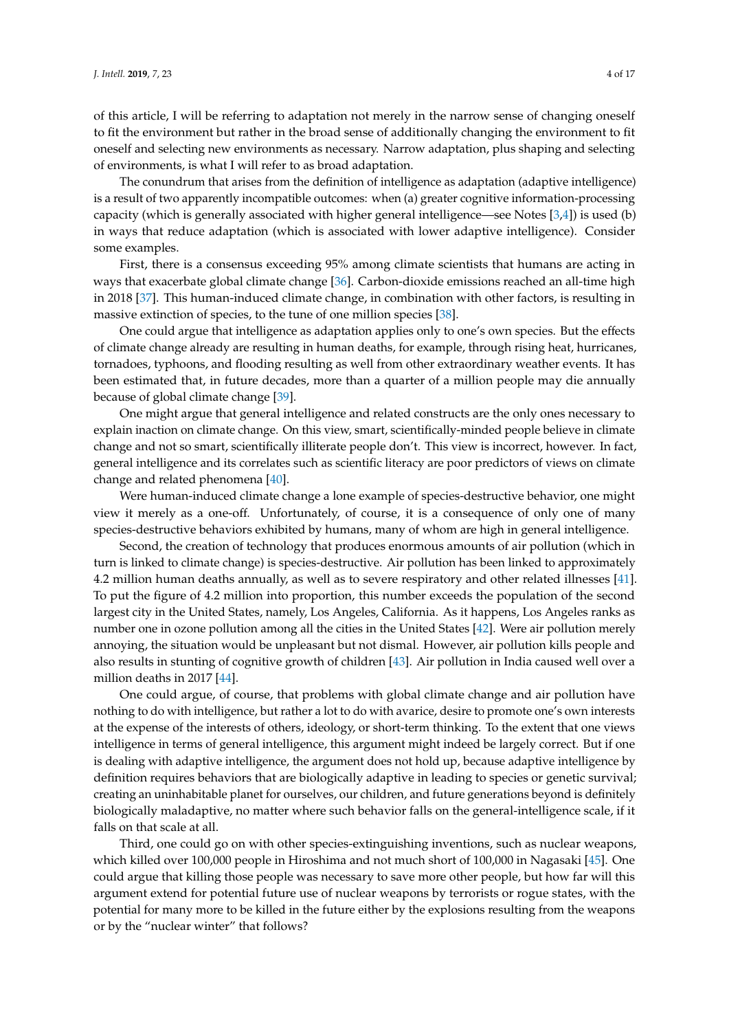of this article, I will be referring to adaptation not merely in the narrow sense of changing oneself to fit the environment but rather in the broad sense of additionally changing the environment to fit oneself and selecting new environments as necessary. Narrow adaptation, plus shaping and selecting of environments, is what I will refer to as broad adaptation.

The conundrum that arises from the definition of intelligence as adaptation (adaptive intelligence) is a result of two apparently incompatible outcomes: when (a) greater cognitive information-processing capacity (which is generally associated with higher general intelligence—see Notes [3,4]) is used (b) in ways that reduce adaptation (which is associated with lower adaptive intelligence). Consider some examples.

First, there is a consensus exceeding 95% among climate scientists that humans are acting in ways that exacerbate global climate change [36]. Carbon-dioxide emissions reached an all-time high in 2018 [37]. This human-induced climate change, in combination with other factors, is resulting in massive extinction of species, to the tune of one million species [38].

One could argue that intelligence as adaptation applies only to one's own species. But the effects of climate change already are resulting in human deaths, for example, through rising heat, hurricanes, tornadoes, typhoons, and flooding resulting as well from other extraordinary weather events. It has been estimated that, in future decades, more than a quarter of a million people may die annually because of global climate change [39].

One might argue that general intelligence and related constructs are the only ones necessary to explain inaction on climate change. On this view, smart, scientifically-minded people believe in climate change and not so smart, scientifically illiterate people don't. This view is incorrect, however. In fact, general intelligence and its correlates such as scientific literacy are poor predictors of views on climate change and related phenomena [40].

Were human-induced climate change a lone example of species-destructive behavior, one might view it merely as a one-off. Unfortunately, of course, it is a consequence of only one of many species-destructive behaviors exhibited by humans, many of whom are high in general intelligence.

Second, the creation of technology that produces enormous amounts of air pollution (which in turn is linked to climate change) is species-destructive. Air pollution has been linked to approximately 4.2 million human deaths annually, as well as to severe respiratory and other related illnesses [41]. To put the figure of 4.2 million into proportion, this number exceeds the population of the second largest city in the United States, namely, Los Angeles, California. As it happens, Los Angeles ranks as number one in ozone pollution among all the cities in the United States [42]. Were air pollution merely annoying, the situation would be unpleasant but not dismal. However, air pollution kills people and also results in stunting of cognitive growth of children [43]. Air pollution in India caused well over a million deaths in 2017 [44].

One could argue, of course, that problems with global climate change and air pollution have nothing to do with intelligence, but rather a lot to do with avarice, desire to promote one's own interests at the expense of the interests of others, ideology, or short-term thinking. To the extent that one views intelligence in terms of general intelligence, this argument might indeed be largely correct. But if one is dealing with adaptive intelligence, the argument does not hold up, because adaptive intelligence by definition requires behaviors that are biologically adaptive in leading to species or genetic survival; creating an uninhabitable planet for ourselves, our children, and future generations beyond is definitely biologically maladaptive, no matter where such behavior falls on the general-intelligence scale, if it falls on that scale at all.

Third, one could go on with other species-extinguishing inventions, such as nuclear weapons, which killed over 100,000 people in Hiroshima and not much short of 100,000 in Nagasaki [45]. One could argue that killing those people was necessary to save more other people, but how far will this argument extend for potential future use of nuclear weapons by terrorists or rogue states, with the potential for many more to be killed in the future either by the explosions resulting from the weapons or by the "nuclear winter" that follows?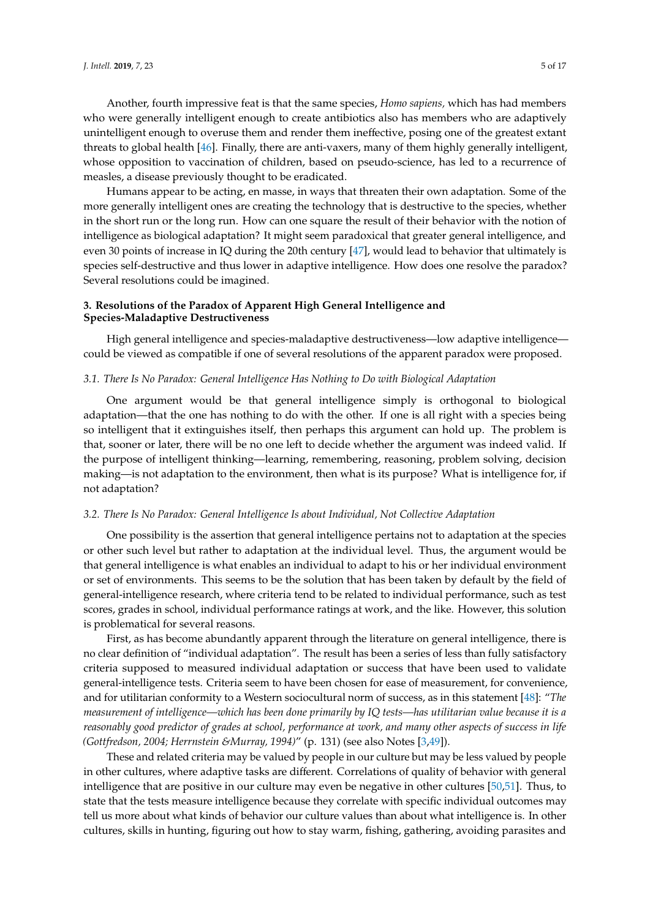Another, fourth impressive feat is that the same species, *Homo sapiens,* which has had members who were generally intelligent enough to create antibiotics also has members who are adaptively unintelligent enough to overuse them and render them ineffective, posing one of the greatest extant threats to global health [46]. Finally, there are anti-vaxers, many of them highly generally intelligent, whose opposition to vaccination of children, based on pseudo-science, has led to a recurrence of measles, a disease previously thought to be eradicated.

Humans appear to be acting, en masse, in ways that threaten their own adaptation. Some of the more generally intelligent ones are creating the technology that is destructive to the species, whether in the short run or the long run. How can one square the result of their behavior with the notion of intelligence as biological adaptation? It might seem paradoxical that greater general intelligence, and even 30 points of increase in IQ during the 20th century [47], would lead to behavior that ultimately is species self-destructive and thus lower in adaptive intelligence. How does one resolve the paradox? Several resolutions could be imagined.

## 3. Resolutions of the Paradox of Apparent High General Intelligence and Species-Maladaptive Destructiveness

High general intelligence and species-maladaptive destructiveness—low adaptive intelligence—could be viewed as compatible if one of several resolutions of the apparent paradox were proposed.

### *3.1. There Is No Paradox: General Intelligence Has Nothing to Do with Biological Adaptation*

One argument would be that general intelligence simply is orthogonal to biological adaptation—that the one has nothing to do with the other. If one is all right with a species being so intelligent that it extinguishes itself, then perhaps this argument can hold up. The problem is that, sooner or later, there will be no one left to decide whether the argument was indeed valid. If the purpose of intelligent thinking—learning, remembering, reasoning, problem solving, decision making—is not adaptation to the environment, then what is its purpose? What is intelligence for, if not adaptation?

### *3.2. There Is No Paradox: General Intelligence Is about Individual, Not Collective Adaptation*

One possibility is the assertion that general intelligence pertains not to adaptation at the species or other such level but rather to adaptation at the individual level. Thus, the argument would be that general intelligence is what enables an individual to adapt to his or her individual environment or set of environments. This seems to be the solution that has been taken by default by the field of general-intelligence research, where criteria tend to be related to individual performance, such as test scores, grades in school, individual performance ratings at work, and the like. However, this solution is problematical for several reasons.

First, as has become abundantly apparent through the literature on general intelligence, there is no clear definition of "individual adaptation". The result has been a series of less than fully satisfactory criteria supposed to measured individual adaptation or success that have been used to validate general-intelligence tests. Criteria seem to have been chosen for ease of measurement, for convenience, and for utilitarian conformity to a Western sociocultural norm of success, as in this statement [48]: "*The measurement of intelligence—which has been done primarily by IQ tests—has utilitarian value because it is a reasonably good predictor of grades at school, performance at work, and many other aspects of success in life (Gottfredson, 2004; Herrnstein &Murray, 1994)*" (p. 131) (see also Notes [3,49]).

These and related criteria may be valued by people in our culture but may be less valued by people in other cultures, where adaptive tasks are different. Correlations of quality of behavior with general intelligence that are positive in our culture may even be negative in other cultures [50,51]. Thus, to state that the tests measure intelligence because they correlate with specific individual outcomes may tell us more about what kinds of behavior our culture values than about what intelligence is. In other cultures, skills in hunting, figuring out how to stay warm, fishing, gathering, avoiding parasites and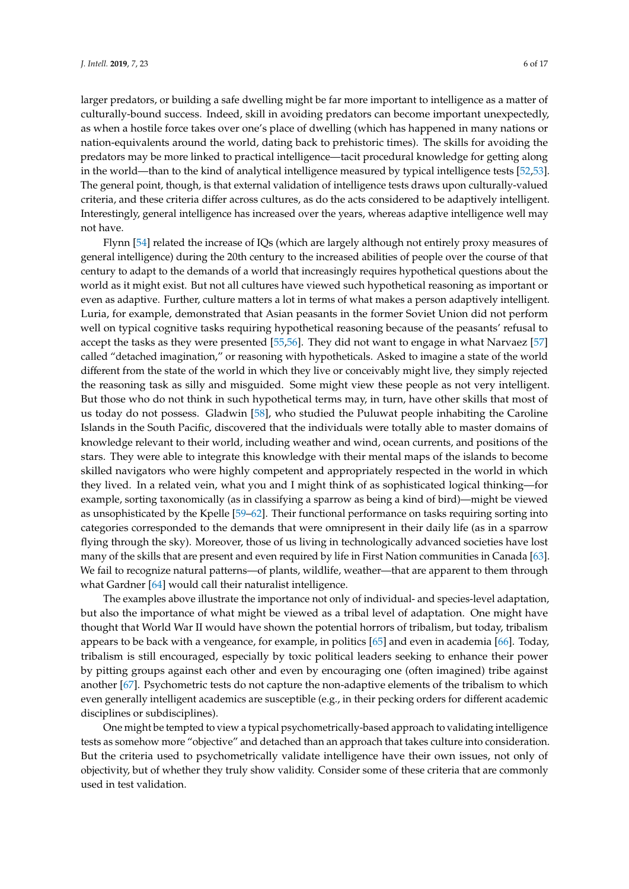larger predators, or building a safe dwelling might be far more important to intelligence as a matter of culturally-bound success. Indeed, skill in avoiding predators can become important unexpectedly, as when a hostile force takes over one's place of dwelling (which has happened in many nations or nation-equivalents around the world, dating back to prehistoric times). The skills for avoiding the predators may be more linked to practical intelligence—tacit procedural knowledge for getting along in the world—than to the kind of analytical intelligence measured by typical intelligence tests [52,53]. The general point, though, is that external validation of intelligence tests draws upon culturally-valued criteria, and these criteria differ across cultures, as do the acts considered to be adaptively intelligent. Interestingly, general intelligence has increased over the years, whereas adaptive intelligence well may not have.

Flynn [54] related the increase of IQs (which are largely although not entirely proxy measures of general intelligence) during the 20th century to the increased abilities of people over the course of that century to adapt to the demands of a world that increasingly requires hypothetical questions about the world as it might exist. But not all cultures have viewed such hypothetical reasoning as important or even as adaptive. Further, culture matters a lot in terms of what makes a person adaptively intelligent. Luria, for example, demonstrated that Asian peasants in the former Soviet Union did not perform well on typical cognitive tasks requiring hypothetical reasoning because of the peasants' refusal to accept the tasks as they were presented [55,56]. They did not want to engage in what Narvaez [57] called "detached imagination," or reasoning with hypotheticals. Asked to imagine a state of the world different from the state of the world in which they live or conceivably might live, they simply rejected the reasoning task as silly and misguided. Some might view these people as not very intelligent. But those who do not think in such hypothetical terms may, in turn, have other skills that most of us today do not possess. Gladwin [58], who studied the Puluwat people inhabiting the Caroline Islands in the South Pacific, discovered that the individuals were totally able to master domains of knowledge relevant to their world, including weather and wind, ocean currents, and positions of the stars. They were able to integrate this knowledge with their mental maps of the islands to become skilled navigators who were highly competent and appropriately respected in the world in which they lived. In a related vein, what you and I might think of as sophisticated logical thinking—for example, sorting taxonomically (as in classifying a sparrow as being a kind of bird)—might be viewed as unsophisticated by the Kpelle [59–62]. Their functional performance on tasks requiring sorting into categories corresponded to the demands that were omnipresent in their daily life (as in a sparrow flying through the sky). Moreover, those of us living in technologically advanced societies have lost many of the skills that are present and even required by life in First Nation communities in Canada [63]. We fail to recognize natural patterns—of plants, wildlife, weather—that are apparent to them through what Gardner [64] would call their naturalist intelligence.

The examples above illustrate the importance not only of individual- and species-level adaptation, but also the importance of what might be viewed as a tribal level of adaptation. One might have thought that World War II would have shown the potential horrors of tribalism, but today, tribalism appears to be back with a vengeance, for example, in politics [65] and even in academia [66]. Today, tribalism is still encouraged, especially by toxic political leaders seeking to enhance their power by pitting groups against each other and even by encouraging one (often imagined) tribe against another [67]. Psychometric tests do not capture the non-adaptive elements of the tribalism to which even generally intelligent academics are susceptible (e.g., in their pecking orders for different academic disciplines or subdisciplines).

One might be tempted to view a typical psychometrically-based approach to validating intelligence tests as somehow more "objective" and detached than an approach that takes culture into consideration. But the criteria used to psychometrically validate intelligence have their own issues, not only of objectivity, but of whether they truly show validity. Consider some of these criteria that are commonly used in test validation.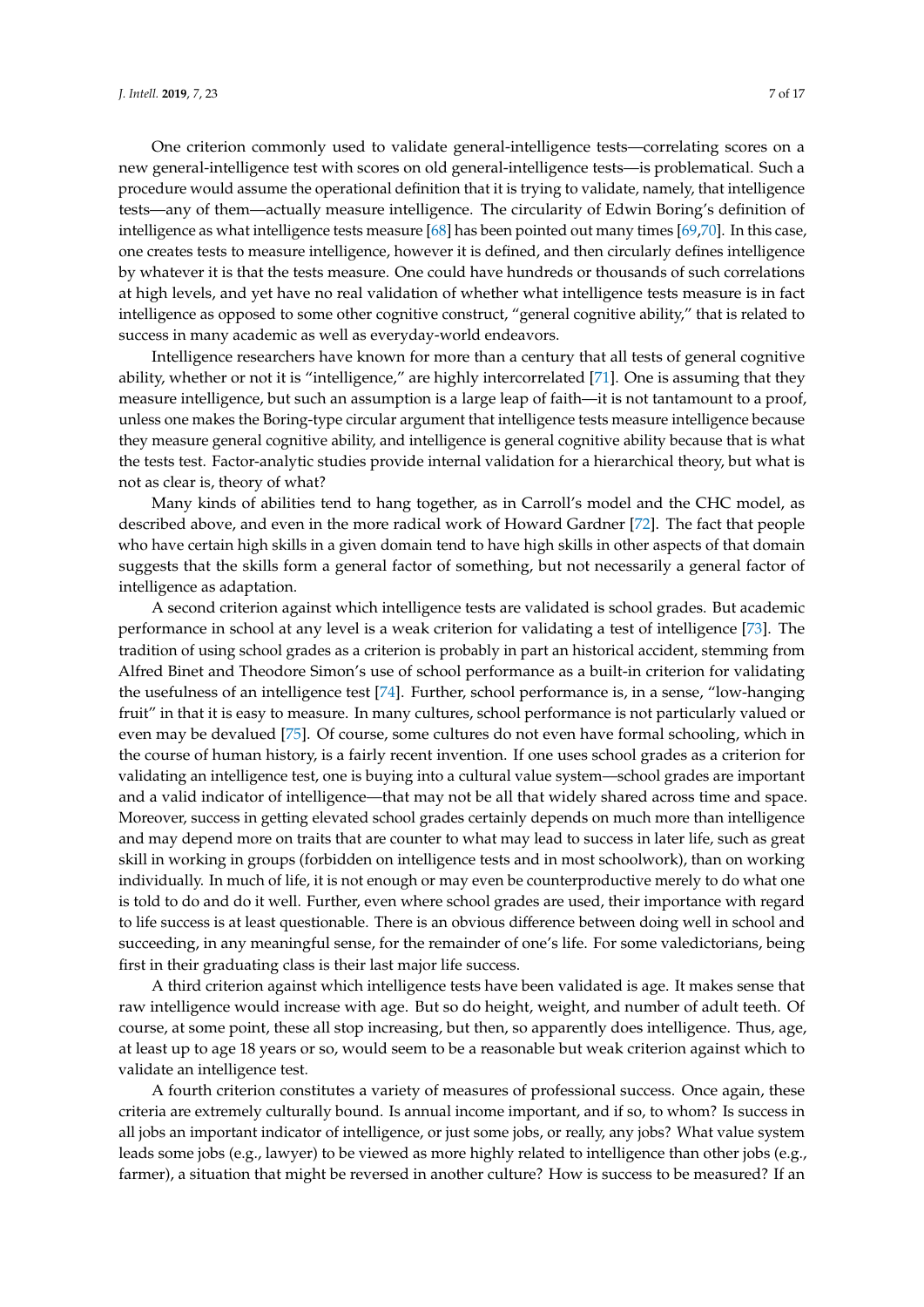One criterion commonly used to validate general-intelligence tests—correlating scores on a new general-intelligence test with scores on old general-intelligence tests—is problematical. Such a procedure would assume the operational definition that it is trying to validate, namely, that intelligence tests—any of them—actually measure intelligence. The circularity of Edwin Boring's definition of intelligence as what intelligence tests measure [68] has been pointed out many times [69,70]. In this case, one creates tests to measure intelligence, however it is defined, and then circularly defines intelligence by whatever it is that the tests measure. One could have hundreds or thousands of such correlations at high levels, and yet have no real validation of whether what intelligence tests measure is in fact intelligence as opposed to some other cognitive construct, "general cognitive ability," that is related to success in many academic as well as everyday-world endeavors.

Intelligence researchers have known for more than a century that all tests of general cognitive ability, whether or not it is "intelligence," are highly intercorrelated [71]. One is assuming that they measure intelligence, but such an assumption is a large leap of faith—it is not tantamount to a proof, unless one makes the Boring-type circular argument that intelligence tests measure intelligence because they measure general cognitive ability, and intelligence is general cognitive ability because that is what the tests test. Factor-analytic studies provide internal validation for a hierarchical theory, but what is not as clear is, theory of what?

Many kinds of abilities tend to hang together, as in Carroll's model and the CHC model, as described above, and even in the more radical work of Howard Gardner [72]. The fact that people who have certain high skills in a given domain tend to have high skills in other aspects of that domain suggests that the skills form a general factor of something, but not necessarily a general factor of intelligence as adaptation.

A second criterion against which intelligence tests are validated is school grades. But academic performance in school at any level is a weak criterion for validating a test of intelligence [73]. The tradition of using school grades as a criterion is probably in part an historical accident, stemming from Alfred Binet and Theodore Simon's use of school performance as a built-in criterion for validating the usefulness of an intelligence test [74]. Further, school performance is, in a sense, "low-hanging fruit" in that it is easy to measure. In many cultures, school performance is not particularly valued or even may be devalued [75]. Of course, some cultures do not even have formal schooling, which in the course of human history, is a fairly recent invention. If one uses school grades as a criterion for validating an intelligence test, one is buying into a cultural value system—school grades are important and a valid indicator of intelligence—that may not be all that widely shared across time and space. Moreover, success in getting elevated school grades certainly depends on much more than intelligence and may depend more on traits that are counter to what may lead to success in later life, such as great skill in working in groups (forbidden on intelligence tests and in most schoolwork), than on working individually. In much of life, it is not enough or may even be counterproductive merely to do what one is told to do and do it well. Further, even where school grades are used, their importance with regard to life success is at least questionable. There is an obvious difference between doing well in school and succeeding, in any meaningful sense, for the remainder of one's life. For some valedictorians, being first in their graduating class is their last major life success.

A third criterion against which intelligence tests have been validated is age. It makes sense that raw intelligence would increase with age. But so do height, weight, and number of adult teeth. Of course, at some point, these all stop increasing, but then, so apparently does intelligence. Thus, age, at least up to age 18 years or so, would seem to be a reasonable but weak criterion against which to validate an intelligence test.

A fourth criterion constitutes a variety of measures of professional success. Once again, these criteria are extremely culturally bound. Is annual income important, and if so, to whom? Is success in all jobs an important indicator of intelligence, or just some jobs, or really, any jobs? What value system leads some jobs (e.g., lawyer) to be viewed as more highly related to intelligence than other jobs (e.g., farmer), a situation that might be reversed in another culture? How is success to be measured? If an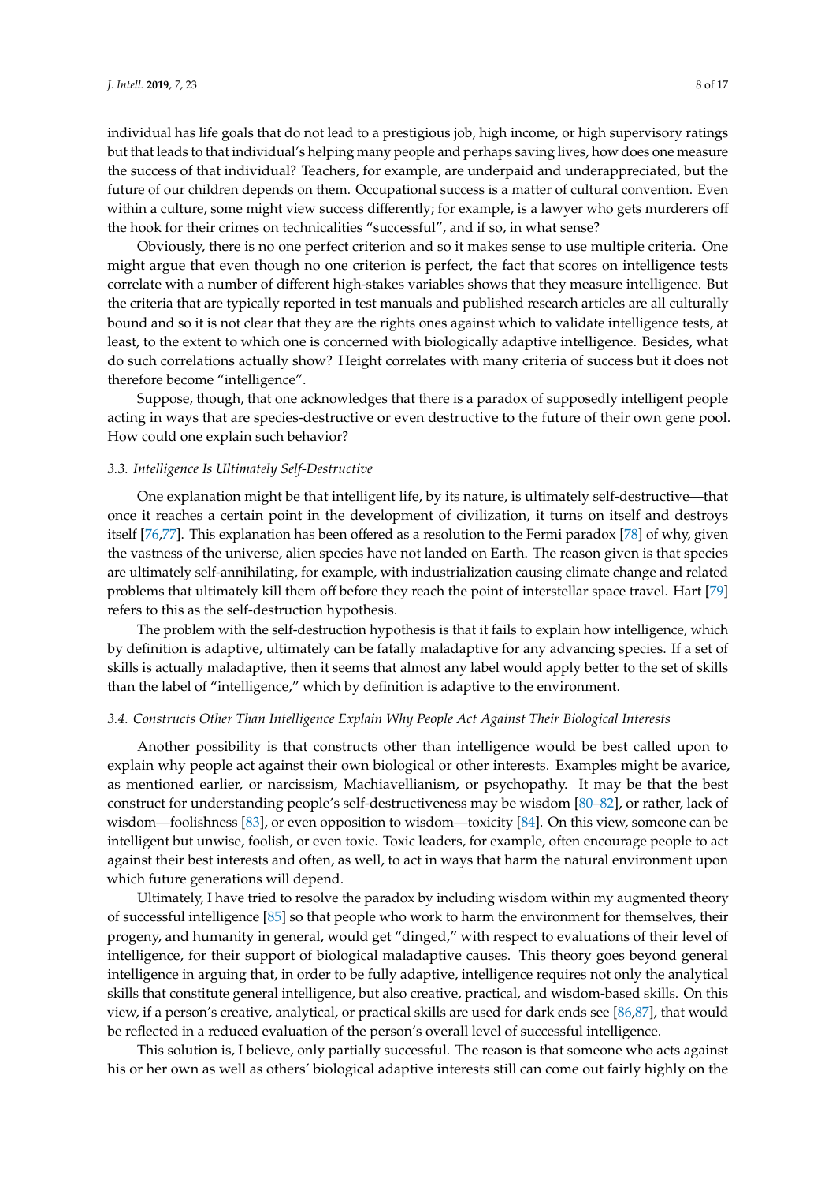individual has life goals that do not lead to a prestigious job, high income, or high supervisory ratings but that leads to that individual's helping many people and perhaps saving lives, how does one measure the success of that individual? Teachers, for example, are underpaid and underappreciated, but the future of our children depends on them. Occupational success is a matter of cultural convention. Even within a culture, some might view success differently; for example, is a lawyer who gets murderers off the hook for their crimes on technicalities "successful", and if so, in what sense?

Obviously, there is no one perfect criterion and so it makes sense to use multiple criteria. One might argue that even though no one criterion is perfect, the fact that scores on intelligence tests correlate with a number of different high-stakes variables shows that they measure intelligence. But the criteria that are typically reported in test manuals and published research articles are all culturally bound and so it is not clear that they are the rights ones against which to validate intelligence tests, at least, to the extent to which one is concerned with biologically adaptive intelligence. Besides, what do such correlations actually show? Height correlates with many criteria of success but it does not therefore become "intelligence".

Suppose, though, that one acknowledges that there is a paradox of supposedly intelligent people acting in ways that are species-destructive or even destructive to the future of their own gene pool. How could one explain such behavior?

### *3.3. Intelligence Is Ultimately Self-Destructive*

One explanation might be that intelligent life, by its nature, is ultimately self-destructive—that once it reaches a certain point in the development of civilization, it turns on itself and destroys itself [76,77]. This explanation has been offered as a resolution to the Fermi paradox [78] of why, given the vastness of the universe, alien species have not landed on Earth. The reason given is that species are ultimately self-annihilating, for example, with industrialization causing climate change and related problems that ultimately kill them off before they reach the point of interstellar space travel. Hart [79] refers to this as the self-destruction hypothesis.

The problem with the self-destruction hypothesis is that it fails to explain how intelligence, which by definition is adaptive, ultimately can be fatally maladaptive for any advancing species. If a set of skills is actually maladaptive, then it seems that almost any label would apply better to the set of skills than the label of "intelligence," which by definition is adaptive to the environment.

### *3.4. Constructs Other Than Intelligence Explain Why People Act Against Their Biological Interests*

Another possibility is that constructs other than intelligence would be best called upon to explain why people act against their own biological or other interests. Examples might be avarice, as mentioned earlier, or narcissism, Machiavellianism, or psychopathy. It may be that the best construct for understanding people's self-destructiveness may be wisdom [80–82], or rather, lack of wisdom—foolishness [83], or even opposition to wisdom—toxicity [84]. On this view, someone can be intelligent but unwise, foolish, or even toxic. Toxic leaders, for example, often encourage people to act against their best interests and often, as well, to act in ways that harm the natural environment upon which future generations will depend.

Ultimately, I have tried to resolve the paradox by including wisdom within my augmented theory of successful intelligence [85] so that people who work to harm the environment for themselves, their progeny, and humanity in general, would get "dinged," with respect to evaluations of their level of intelligence, for their support of biological maladaptive causes. This theory goes beyond general intelligence in arguing that, in order to be fully adaptive, intelligence requires not only the analytical skills that constitute general intelligence, but also creative, practical, and wisdom-based skills. On this view, if a person's creative, analytical, or practical skills are used for dark ends see [86,87], that would be reflected in a reduced evaluation of the person's overall level of successful intelligence.

This solution is, I believe, only partially successful. The reason is that someone who acts against his or her own as well as others' biological adaptive interests still can come out fairly highly on the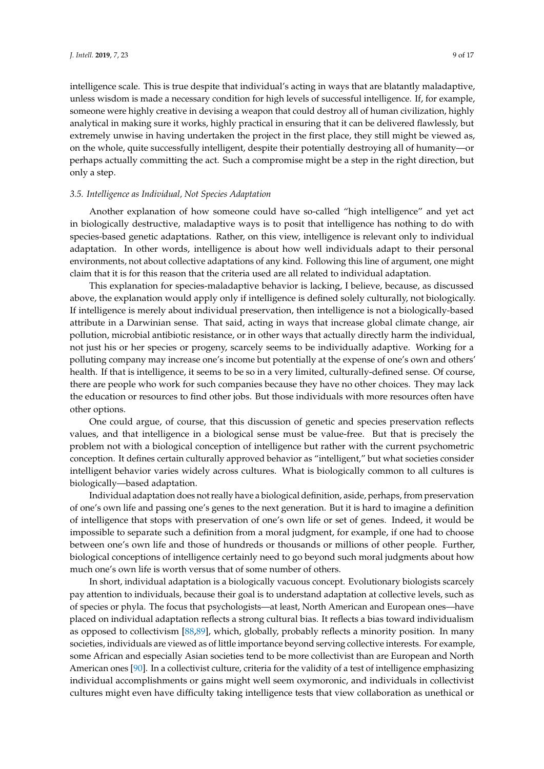intelligence scale. This is true despite that individual's acting in ways that are blatantly maladaptive, unless wisdom is made a necessary condition for high levels of successful intelligence. If, for example, someone were highly creative in devising a weapon that could destroy all of human civilization, highly analytical in making sure it works, highly practical in ensuring that it can be delivered flawlessly, but extremely unwise in having undertaken the project in the first place, they still might be viewed as, on the whole, quite successfully intelligent, despite their potentially destroying all of humanity—or perhaps actually committing the act. Such a compromise might be a step in the right direction, but only a step.

### *3.5. Intelligence as Individual, Not Species Adaptation*

Another explanation of how someone could have so-called "high intelligence" and yet act in biologically destructive, maladaptive ways is to posit that intelligence has nothing to do with species-based genetic adaptations. Rather, on this view, intelligence is relevant only to individual adaptation. In other words, intelligence is about how well individuals adapt to their personal environments, not about collective adaptations of any kind. Following this line of argument, one might claim that it is for this reason that the criteria used are all related to individual adaptation.

This explanation for species-maladaptive behavior is lacking, I believe, because, as discussed above, the explanation would apply only if intelligence is defined solely culturally, not biologically. If intelligence is merely about individual preservation, then intelligence is not a biologically-based attribute in a Darwinian sense. That said, acting in ways that increase global climate change, air pollution, microbial antibiotic resistance, or in other ways that actually directly harm the individual, not just his or her species or progeny, scarcely seems to be individually adaptive. Working for a polluting company may increase one's income but potentially at the expense of one's own and others' health. If that is intelligence, it seems to be so in a very limited, culturally-defined sense. Of course, there are people who work for such companies because they have no other choices. They may lack the education or resources to find other jobs. But those individuals with more resources often have other options.

One could argue, of course, that this discussion of genetic and species preservation reflects values, and that intelligence in a biological sense must be value-free. But that is precisely the problem not with a biological conception of intelligence but rather with the current psychometric conception. It defines certain culturally approved behavior as "intelligent," but what societies consider intelligent behavior varies widely across cultures. What is biologically common to all cultures is biologically—based adaptation.

Individual adaptation does not really have a biological definition, aside, perhaps, from preservation of one's own life and passing one's genes to the next generation. But it is hard to imagine a definition of intelligence that stops with preservation of one's own life or set of genes. Indeed, it would be impossible to separate such a definition from a moral judgment, for example, if one had to choose between one's own life and those of hundreds or thousands or millions of other people. Further, biological conceptions of intelligence certainly need to go beyond such moral judgments about how much one's own life is worth versus that of some number of others.

In short, individual adaptation is a biologically vacuous concept. Evolutionary biologists scarcely pay attention to individuals, because their goal is to understand adaptation at collective levels, such as of species or phyla. The focus that psychologists—at least, North American and European ones—have placed on individual adaptation reflects a strong cultural bias. It reflects a bias toward individualism as opposed to collectivism [88,89], which, globally, probably reflects a minority position. In many societies, individuals are viewed as of little importance beyond serving collective interests. For example, some African and especially Asian societies tend to be more collectivist than are European and North American ones [90]. In a collectivist culture, criteria for the validity of a test of intelligence emphasizing individual accomplishments or gains might well seem oxymoronic, and individuals in collectivist cultures might even have difficulty taking intelligence tests that view collaboration as unethical or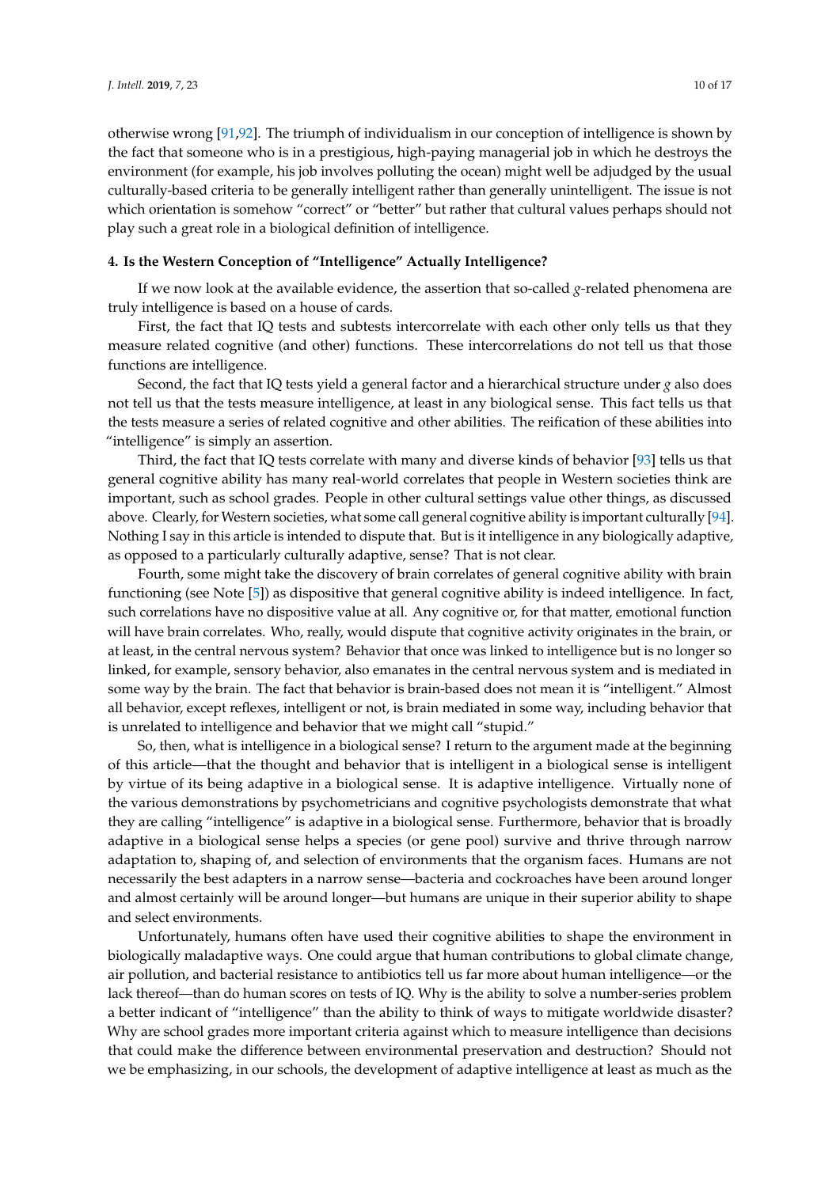otherwise wrong [91,92]. The triumph of individualism in our conception of intelligence is shown by the fact that someone who is in a prestigious, high-paying managerial job in which he destroys the environment (for example, his job involves polluting the ocean) might well be adjudged by the usual culturally-based criteria to be generally intelligent rather than generally unintelligent. The issue is not which orientation is somehow "correct" or "better" but rather that cultural values perhaps should not play such a great role in a biological definition of intelligence.

## 4. Is the Western Conception of "Intelligence" Actually Intelligence?

If we now look at the available evidence, the assertion that so-called *g*-related phenomena are truly intelligence is based on a house of cards.

First, the fact that IQ tests and subtests intercorrelate with each other only tells us that they measure related cognitive (and other) functions. These intercorrelations do not tell us that those functions are intelligence.

Second, the fact that IQ tests yield a general factor and a hierarchical structure under *g* also does not tell us that the tests measure intelligence, at least in any biological sense. This fact tells us that the tests measure a series of related cognitive and other abilities. The reification of these abilities into "intelligence" is simply an assertion.

Third, the fact that IQ tests correlate with many and diverse kinds of behavior [93] tells us that general cognitive ability has many real-world correlates that people in Western societies think are important, such as school grades. People in other cultural settings value other things, as discussed above. Clearly, for Western societies, what some call general cognitive ability is important culturally [94]. Nothing I say in this article is intended to dispute that. But is it intelligence in any biologically adaptive, as opposed to a particularly culturally adaptive, sense? That is not clear.

Fourth, some might take the discovery of brain correlates of general cognitive ability with brain functioning (see Note [5]) as dispositive that general cognitive ability is indeed intelligence. In fact, such correlations have no dispositive value at all. Any cognitive or, for that matter, emotional function will have brain correlates. Who, really, would dispute that cognitive activity originates in the brain, or at least, in the central nervous system? Behavior that once was linked to intelligence but is no longer so linked, for example, sensory behavior, also emanates in the central nervous system and is mediated in some way by the brain. The fact that behavior is brain-based does not mean it is "intelligent." Almost all behavior, except reflexes, intelligent or not, is brain mediated in some way, including behavior that is unrelated to intelligence and behavior that we might call "stupid."

So, then, what is intelligence in a biological sense? I return to the argument made at the beginning of this article—that the thought and behavior that is intelligent in a biological sense is intelligent by virtue of its being adaptive in a biological sense. It is adaptive intelligence. Virtually none of the various demonstrations by psychometricians and cognitive psychologists demonstrate that what they are calling "intelligence" is adaptive in a biological sense. Furthermore, behavior that is broadly adaptive in a biological sense helps a species (or gene pool) survive and thrive through narrow adaptation to, shaping of, and selection of environments that the organism faces. Humans are not necessarily the best adapters in a narrow sense—bacteria and cockroaches have been around longer and almost certainly will be around longer—but humans are unique in their superior ability to shape and select environments.

Unfortunately, humans often have used their cognitive abilities to shape the environment in biologically maladaptive ways. One could argue that human contributions to global climate change, air pollution, and bacterial resistance to antibiotics tell us far more about human intelligence—or the lack thereof—than do human scores on tests of IQ. Why is the ability to solve a number-series problem a better indicant of "intelligence" than the ability to think of ways to mitigate worldwide disaster? Why are school grades more important criteria against which to measure intelligence than decisions that could make the difference between environmental preservation and destruction? Should not we be emphasizing, in our schools, the development of adaptive intelligence at least as much as the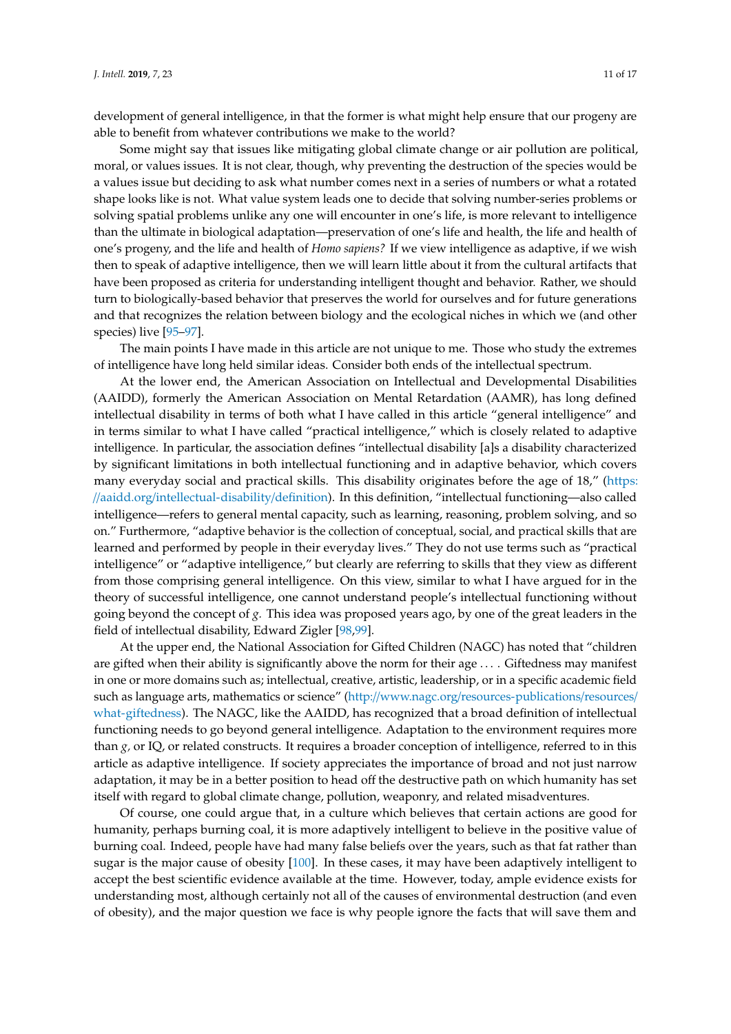development of general intelligence, in that the former is what might help ensure that our progeny are able to benefit from whatever contributions we make to the world?

Some might say that issues like mitigating global climate change or air pollution are political, moral, or values issues. It is not clear, though, why preventing the destruction of the species would be a values issue but deciding to ask what number comes next in a series of numbers or what a rotated shape looks like is not. What value system leads one to decide that solving number-series problems or solving spatial problems unlike any one will encounter in one's life, is more relevant to intelligence than the ultimate in biological adaptation—preservation of one's life and health, the life and health of one's progeny, and the life and health of *Homo sapiens?* If we view intelligence as adaptive, if we wish then to speak of adaptive intelligence, then we will learn little about it from the cultural artifacts that have been proposed as criteria for understanding intelligent thought and behavior. Rather, we should turn to biologically-based behavior that preserves the world for ourselves and for future generations and that recognizes the relation between biology and the ecological niches in which we (and other species) live [95–97].

The main points I have made in this article are not unique to me. Those who study the extremes of intelligence have long held similar ideas. Consider both ends of the intellectual spectrum.

At the lower end, the American Association on Intellectual and Developmental Disabilities (AAIDD), formerly the American Association on Mental Retardation (AAMR), has long defined intellectual disability in terms of both what I have called in this article "general intelligence" and in terms similar to what I have called "practical intelligence," which is closely related to adaptive intelligence. In particular, the association defines "intellectual disability [a]s a disability characterized by significant limitations in both intellectual functioning and in adaptive behavior, which covers many everyday social and practical skills. This disability originates before the age of 18," (https://aaidd.org/intellectual-disability/definition). In this definition, "intellectual functioning—also called intelligence—refers to general mental capacity, such as learning, reasoning, problem solving, and so on." Furthermore, "adaptive behavior is the collection of conceptual, social, and practical skills that are learned and performed by people in their everyday lives." They do not use terms such as "practical intelligence" or "adaptive intelligence," but clearly are referring to skills that they view as different from those comprising general intelligence. On this view, similar to what I have argued for in the theory of successful intelligence, one cannot understand people's intellectual functioning without going beyond the concept of *g*. This idea was proposed years ago, by one of the great leaders in the field of intellectual disability, Edward Zigler [98,99].

At the upper end, the National Association for Gifted Children (NAGC) has noted that "children are gifted when their ability is significantly above the norm for their age . . . . Giftedness may manifest in one or more domains such as; intellectual, creative, artistic, leadership, or in a specific academic field such as language arts, mathematics or science" (http://www.nagc.org/resources-publications/resources/what-giftedness). The NAGC, like the AAIDD, has recognized that a broad definition of intellectual functioning needs to go beyond general intelligence. Adaptation to the environment requires more than *g*, or IQ, or related constructs. It requires a broader conception of intelligence, referred to in this article as adaptive intelligence. If society appreciates the importance of broad and not just narrow adaptation, it may be in a better position to head off the destructive path on which humanity has set itself with regard to global climate change, pollution, weaponry, and related misadventures.

Of course, one could argue that, in a culture which believes that certain actions are good for humanity, perhaps burning coal, it is more adaptively intelligent to believe in the positive value of burning coal. Indeed, people have had many false beliefs over the years, such as that fat rather than sugar is the major cause of obesity [100]. In these cases, it may have been adaptively intelligent to accept the best scientific evidence available at the time. However, today, ample evidence exists for understanding most, although certainly not all of the causes of environmental destruction (and even of obesity), and the major question we face is why people ignore the facts that will save them and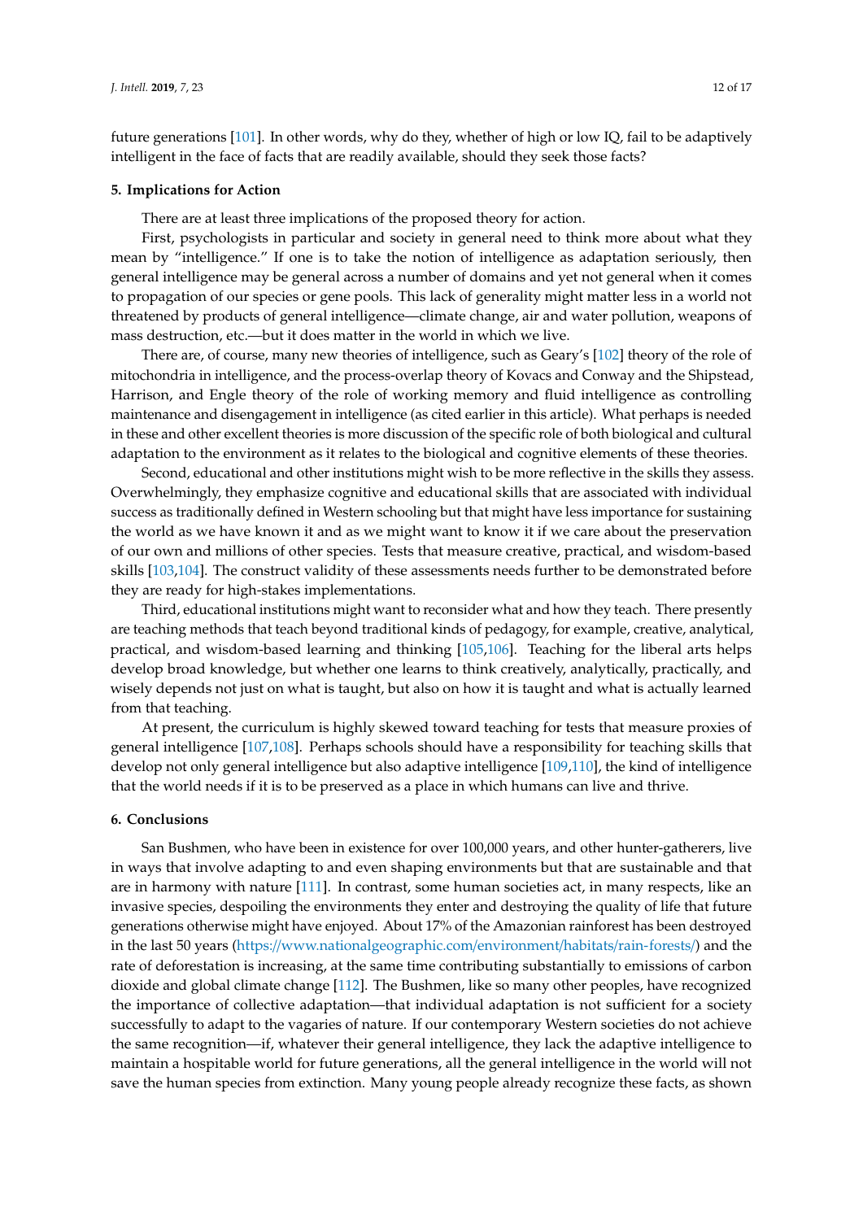future generations [101]. In other words, why do they, whether of high or low IQ, fail to be adaptively intelligent in the face of facts that are readily available, should they seek those facts?

## 5. Implications for Action

There are at least three implications of the proposed theory for action.

First, psychologists in particular and society in general need to think more about what they mean by "intelligence." If one is to take the notion of intelligence as adaptation seriously, then general intelligence may be general across a number of domains and yet not general when it comes to propagation of our species or gene pools. This lack of generality might matter less in a world not threatened by products of general intelligence—climate change, air and water pollution, weapons of mass destruction, etc.—but it does matter in the world in which we live.

There are, of course, many new theories of intelligence, such as Geary's [102] theory of the role of mitochondria in intelligence, and the process-overlap theory of Kovacs and Conway and the Shipstead, Harrison, and Engle theory of the role of working memory and fluid intelligence as controlling maintenance and disengagement in intelligence (as cited earlier in this article). What perhaps is needed in these and other excellent theories is more discussion of the specific role of both biological and cultural adaptation to the environment as it relates to the biological and cognitive elements of these theories.

Second, educational and other institutions might wish to be more reflective in the skills they assess. Overwhelmingly, they emphasize cognitive and educational skills that are associated with individual success as traditionally defined in Western schooling but that might have less importance for sustaining the world as we have known it and as we might want to know it if we care about the preservation of our own and millions of other species. Tests that measure creative, practical, and wisdom-based skills [103,104]. The construct validity of these assessments needs further to be demonstrated before they are ready for high-stakes implementations.

Third, educational institutions might want to reconsider what and how they teach. There presently are teaching methods that teach beyond traditional kinds of pedagogy, for example, creative, analytical, practical, and wisdom-based learning and thinking [105,106]. Teaching for the liberal arts helps develop broad knowledge, but whether one learns to think creatively, analytically, practically, and wisely depends not just on what is taught, but also on how it is taught and what is actually learned from that teaching.

At present, the curriculum is highly skewed toward teaching for tests that measure proxies of general intelligence [107,108]. Perhaps schools should have a responsibility for teaching skills that develop not only general intelligence but also adaptive intelligence [109,110], the kind of intelligence that the world needs if it is to be preserved as a place in which humans can live and thrive.

## 6. Conclusions

San Bushmen, who have been in existence for over 100,000 years, and other hunter-gatherers, live in ways that involve adapting to and even shaping environments but that are sustainable and that are in harmony with nature [111]. In contrast, some human societies act, in many respects, like an invasive species, despoiling the environments they enter and destroying the quality of life that future generations otherwise might have enjoyed. About 17% of the Amazonian rainforest has been destroyed in the last 50 years (https://www.nationalgeographic.com/environment/habitats/rain-forests/) and the rate of deforestation is increasing, at the same time contributing substantially to emissions of carbon dioxide and global climate change [112]. The Bushmen, like so many other peoples, have recognized the importance of collective adaptation—that individual adaptation is not sufficient for a society successfully to adapt to the vagaries of nature. If our contemporary Western societies do not achieve the same recognition—if, whatever their general intelligence, they lack the adaptive intelligence to maintain a hospitable world for future generations, all the general intelligence in the world will not save the human species from extinction. Many young people already recognize these facts, as shown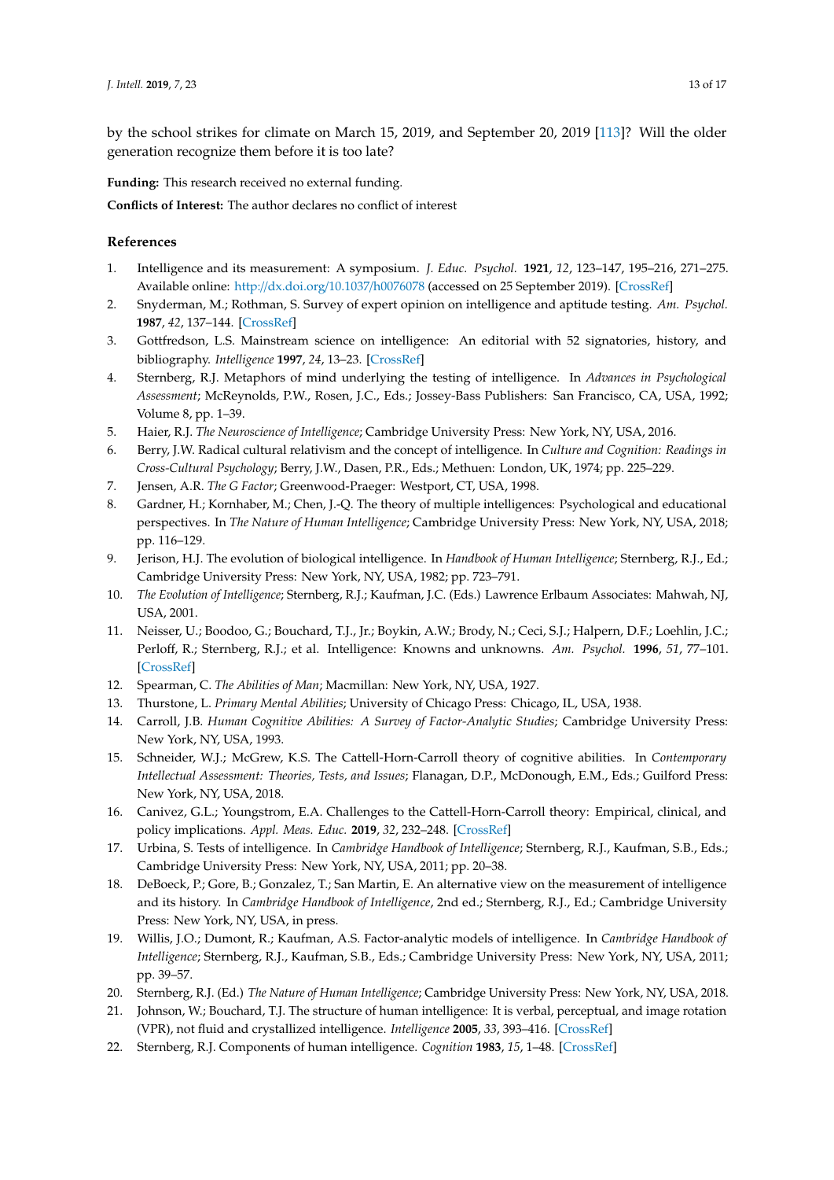by the school strikes for climate on March 15, 2019, and September 20, 2019 [113]? Will the older generation recognize them before it is too late?

**Funding:** This research received no external funding.

**Conflicts of Interest:** The author declares no conflict of interest

## References

1. Intelligence and its measurement: A symposium. *J. Educ. Psychol.* **1921**, *12*, 123–147, 195–216, 271–275. Available online: http://dx.doi.org/10.1037/h0076078 (accessed on 25 September 2019). [CrossRef]
2. Snyderman, M.; Rothman, S. Survey of expert opinion on intelligence and aptitude testing. *Am. Psychol.* **1987**, *42*, 137–144. [CrossRef]
3. Gottfredson, L.S. Mainstream science on intelligence: An editorial with 52 signatories, history, and bibliography. *Intelligence* **1997**, *24*, 13–23. [CrossRef]
4. Sternberg, R.J. Metaphors of mind underlying the testing of intelligence. In *Advances in Psychological Assessment*; McReynolds, P.W., Rosen, J.C., Eds.; Jossey-Bass Publishers: San Francisco, CA, USA, 1992; Volume 8, pp. 1–39.
5. Haier, R.J. *The Neuroscience of Intelligence*; Cambridge University Press: New York, NY, USA, 2016.
6. Berry, J.W. Radical cultural relativism and the concept of intelligence. In *Culture and Cognition: Readings in Cross-Cultural Psychology*; Berry, J.W., Dasen, P.R., Eds.; Methuen: London, UK, 1974; pp. 225–229.
7. Jensen, A.R. *The G Factor*; Greenwood-Praeger: Westport, CT, USA, 1998.
8. Gardner, H.; Kornhaber, M.; Chen, J.-Q. The theory of multiple intelligences: Psychological and educational perspectives. In *The Nature of Human Intelligence*; Cambridge University Press: New York, NY, USA, 2018; pp. 116–129.
9. Jerison, H.J. The evolution of biological intelligence. In *Handbook of Human Intelligence*; Sternberg, R.J., Ed.; Cambridge University Press: New York, NY, USA, 1982; pp. 723–791.
10. *The Evolution of Intelligence*; Sternberg, R.J.; Kaufman, J.C. (Eds.) Lawrence Erlbaum Associates: Mahwah, NJ, USA, 2001.
11. Neisser, U.; Boodoo, G.; Bouchard, T.J., Jr.; Boykin, A.W.; Brody, N.; Ceci, S.J.; Halpern, D.F.; Loehlin, J.C.; Perloff, R.; Sternberg, R.J.; et al. Intelligence: Knowns and unknowns. *Am. Psychol.* **1996**, *51*, 77–101. [CrossRef]
12. Spearman, C. *The Abilities of Man*; Macmillan: New York, NY, USA, 1927.
13. Thurstone, L. *Primary Mental Abilities*; University of Chicago Press: Chicago, IL, USA, 1938.
14. Carroll, J.B. *Human Cognitive Abilities: A Survey of Factor-Analytic Studies*; Cambridge University Press: New York, NY, USA, 1993.
15. Schneider, W.J.; McGrew, K.S. The Cattell-Horn-Carroll theory of cognitive abilities. In *Contemporary Intellectual Assessment: Theories, Tests, and Issues*; Flanagan, D.P., McDonough, E.M., Eds.; Guilford Press: New York, NY, USA, 2018.
16. Canivez, G.L.; Youngstrom, E.A. Challenges to the Cattell-Horn-Carroll theory: Empirical, clinical, and policy implications. *Appl. Meas. Educ.* **2019**, *32*, 232–248. [CrossRef]
17. Urbina, S. Tests of intelligence. In *Cambridge Handbook of Intelligence*; Sternberg, R.J., Kaufman, S.B., Eds.; Cambridge University Press: New York, NY, USA, 2011; pp. 20–38.
18. DeBoeck, P.; Gore, B.; Gonzalez, T.; San Martin, E. An alternative view on the measurement of intelligence and its history. In *Cambridge Handbook of Intelligence*, 2nd ed.; Sternberg, R.J., Ed.; Cambridge University Press: New York, NY, USA, in press.
19. Willis, J.O.; Dumont, R.; Kaufman, A.S. Factor-analytic models of intelligence. In *Cambridge Handbook of Intelligence*; Sternberg, R.J., Kaufman, S.B., Eds.; Cambridge University Press: New York, NY, USA, 2011; pp. 39–57.
20. Sternberg, R.J. (Ed.) *The Nature of Human Intelligence*; Cambridge University Press: New York, NY, USA, 2018.
21. Johnson, W.; Bouchard, T.J. The structure of human intelligence: It is verbal, perceptual, and image rotation (VPR), not fluid and crystallized intelligence. *Intelligence* **2005**, *33*, 393–416. [CrossRef]
22. Sternberg, R.J. Components of human intelligence. *Cognition* **1983**, *15*, 1–48. [CrossRef]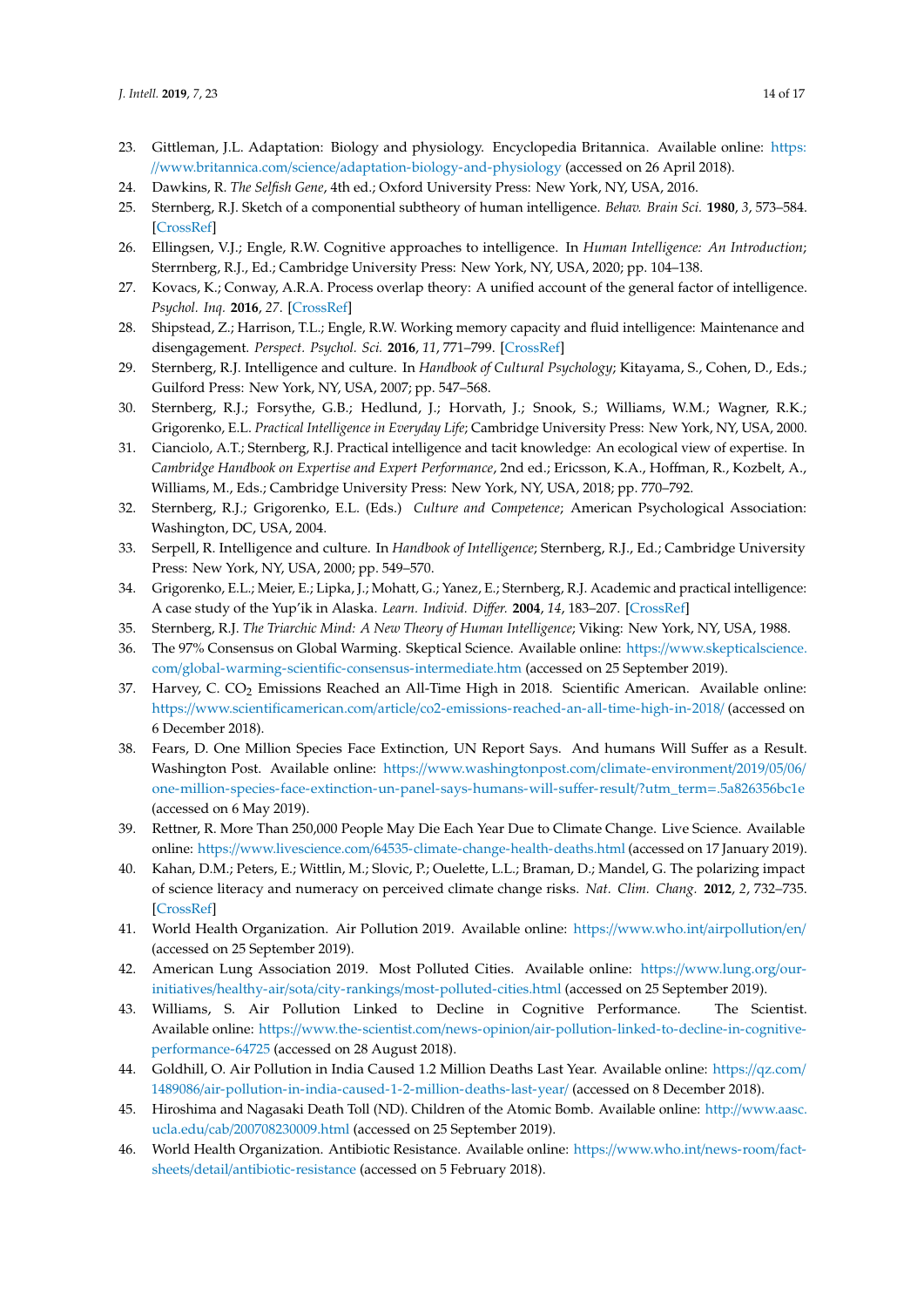23. Gittleman, J.L. Adaptation: Biology and physiology. Encyclopedia Britannica. Available online: https://www.britannica.com/science/adaptation-biology-and-physiology (accessed on 26 April 2018).
24. Dawkins, R. *The Selfish Gene*, 4th ed.; Oxford University Press: New York, NY, USA, 2016.
25. Sternberg, R.J. Sketch of a componential subtheory of human intelligence. *Behav. Brain Sci.* **1980**, *3*, 573–584. [CrossRef]
26. Ellingsen, V.J.; Engle, R.W. Cognitive approaches to intelligence. In *Human Intelligence: An Introduction*; Sterrnberg, R.J., Ed.; Cambridge University Press: New York, NY, USA, 2020; pp. 104–138.
27. Kovacs, K.; Conway, A.R.A. Process overlap theory: A unified account of the general factor of intelligence. *Psychol. Inq.* **2016**, *27*. [CrossRef]
28. Shipstead, Z.; Harrison, T.L.; Engle, R.W. Working memory capacity and fluid intelligence: Maintenance and disengagement. *Perspect. Psychol. Sci.* **2016**, *11*, 771–799. [CrossRef]
29. Sternberg, R.J. Intelligence and culture. In *Handbook of Cultural Psychology*; Kitayama, S., Cohen, D., Eds.; Guilford Press: New York, NY, USA, 2007; pp. 547–568.
30. Sternberg, R.J.; Forsythe, G.B.; Hedlund, J.; Horvath, J.; Snook, S.; Williams, W.M.; Wagner, R.K.; Grigorenko, E.L. *Practical Intelligence in Everyday Life*; Cambridge University Press: New York, NY, USA, 2000.
31. Cianciolo, A.T.; Sternberg, R.J. Practical intelligence and tacit knowledge: An ecological view of expertise. In *Cambridge Handbook on Expertise and Expert Performance*, 2nd ed.; Ericsson, K.A., Hoffman, R., Kozbelt, A., Williams, M., Eds.; Cambridge University Press: New York, NY, USA, 2018; pp. 770–792.
32. Sternberg, R.J.; Grigorenko, E.L. (Eds.) *Culture and Competence*; American Psychological Association: Washington, DC, USA, 2004.
33. Serpell, R. Intelligence and culture. In *Handbook of Intelligence*; Sternberg, R.J., Ed.; Cambridge University Press: New York, NY, USA, 2000; pp. 549–570.
34. Grigorenko, E.L.; Meier, E.; Lipka, J.; Mohatt, G.; Yanez, E.; Sternberg, R.J. Academic and practical intelligence: A case study of the Yup'ik in Alaska. *Learn. Individ. Differ.* **2004**, *14*, 183–207. [CrossRef]
35. Sternberg, R.J. *The Triarchic Mind: A New Theory of Human Intelligence*; Viking: New York, NY, USA, 1988.
36. The 97% Consensus on Global Warming. Skeptical Science. Available online: https://www.skepticalscience.com/global-warming-scientific-consensus-intermediate.htm (accessed on 25 September 2019).
37. Harvey, C. $CO_2$ Emissions Reached an All-Time High in 2018. Scientific American. Available online: https://www.scientificamerican.com/article/co2-emissions-reached-an-all-time-high-in-2018/ (accessed on 6 December 2018).
38. Fears, D. One Million Species Face Extinction, UN Report Says. And humans Will Suffer as a Result. Washington Post. Available online: https://www.washingtonpost.com/climate-environment/2019/05/06/one-million-species-face-extinction-un-panel-says-humans-will-suffer-result/?utm_term=.5a826356bc1e (accessed on 6 May 2019).
39. Rettner, R. More Than 250,000 People May Die Each Year Due to Climate Change. Live Science. Available online: https://www.livescience.com/64535-climate-change-health-deaths.html (accessed on 17 January 2019).
40. Kahan, D.M.; Peters, E.; Wittlin, M.; Slovic, P.; Ouelette, L.L.; Braman, D.; Mandel, G. The polarizing impact of science literacy and numeracy on perceived climate change risks. *Nat. Clim. Chang.* **2012**, *2*, 732–735. [CrossRef]
41. World Health Organization. Air Pollution 2019. Available online: https://www.who.int/airpollution/en/ (accessed on 25 September 2019).
42. American Lung Association 2019. Most Polluted Cities. Available online: https://www.lung.org/our-initiatives/healthy-air/sota/city-rankings/most-polluted-cities.html (accessed on 25 September 2019).
43. Williams, S. Air Pollution Linked to Decline in Cognitive Performance. The Scientist. Available online: https://www.the-scientist.com/news-opinion/air-pollution-linked-to-decline-in-cognitive-performance-64725 (accessed on 28 August 2018).
44. Goldhill, O. Air Pollution in India Caused 1.2 Million Deaths Last Year. Available online: https://qz.com/1489086/air-pollution-in-india-caused-1-2-million-deaths-last-year/ (accessed on 8 December 2018).
45. Hiroshima and Nagasaki Death Toll (ND). Children of the Atomic Bomb. Available online: http://www.aasc.ucla.edu/cab/200708230009.html (accessed on 25 September 2019).
46. World Health Organization. Antibiotic Resistance. Available online: https://www.who.int/news-room/fact-sheets/detail/antibiotic-resistance (accessed on 5 February 2018).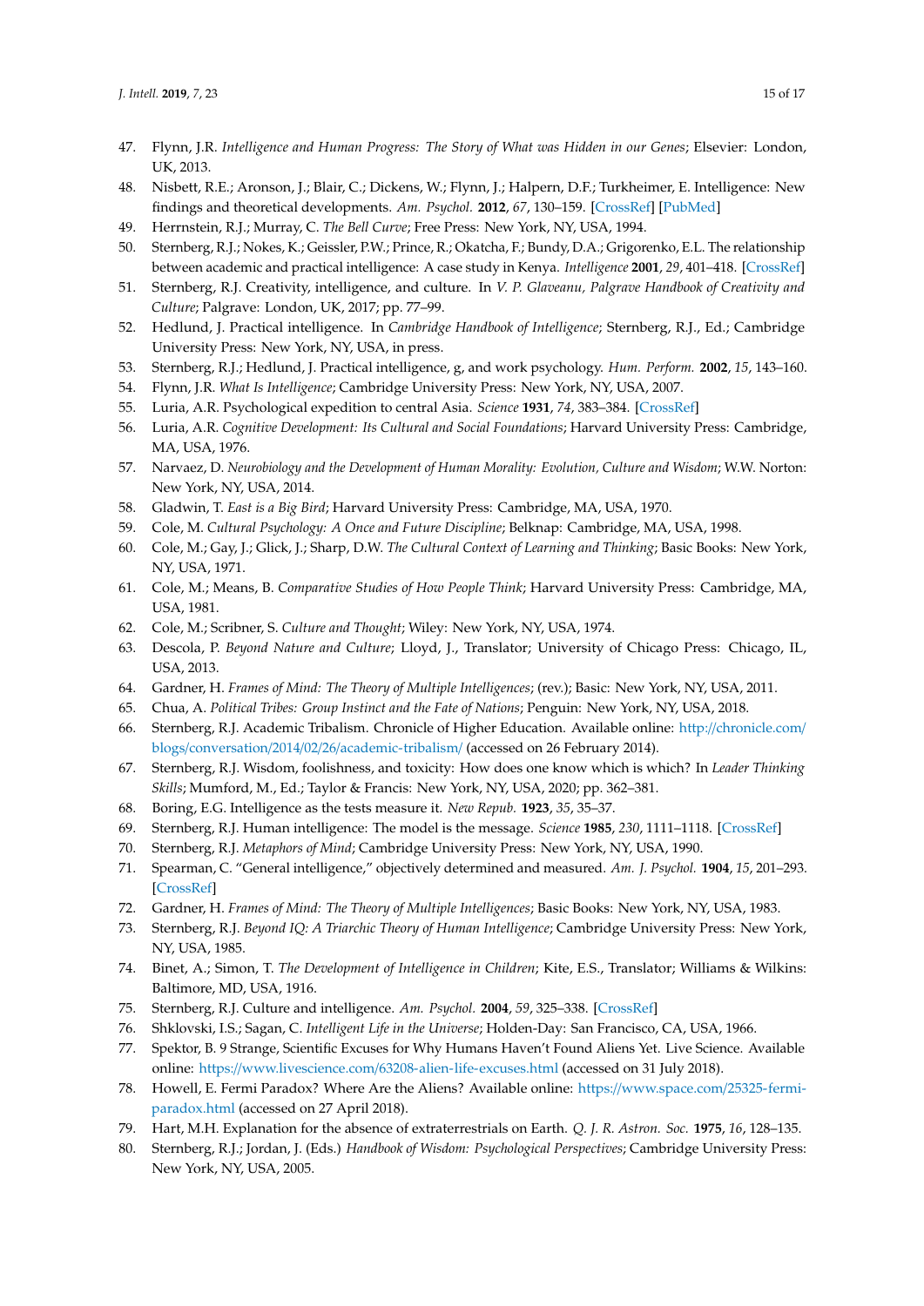47. Flynn, J.R. *Intelligence and Human Progress: The Story of What was Hidden in our Genes*; Elsevier: London, UK, 2013.
48. Nisbett, R.E.; Aronson, J.; Blair, C.; Dickens, W.; Flynn, J.; Halpern, D.F.; Turkheimer, E. Intelligence: New findings and theoretical developments. *Am. Psychol.* **2012**, *67*, 130–159. [CrossRef] [PubMed]
49. Herrnstein, R.J.; Murray, C. *The Bell Curve*; Free Press: New York, NY, USA, 1994.
50. Sternberg, R.J.; Nokes, K.; Geissler, P.W.; Prince, R.; Okatcha, F.; Bundy, D.A.; Grigorenko, E.L. The relationship between academic and practical intelligence: A case study in Kenya. *Intelligence* **2001**, *29*, 401–418. [CrossRef]
51. Sternberg, R.J. Creativity, intelligence, and culture. In *V. P. Glaveanu, Palgrave Handbook of Creativity and Culture*; Palgrave: London, UK, 2017; pp. 77–99.
52. Hedlund, J. Practical intelligence. In *Cambridge Handbook of Intelligence*; Sternberg, R.J., Ed.; Cambridge University Press: New York, NY, USA, in press.
53. Sternberg, R.J.; Hedlund, J. Practical intelligence, g, and work psychology. *Hum. Perform.* **2002**, *15*, 143–160.
54. Flynn, J.R. *What Is Intelligence*; Cambridge University Press: New York, NY, USA, 2007.
55. Luria, A.R. Psychological expedition to central Asia. *Science* **1931**, *74*, 383–384. [CrossRef]
56. Luria, A.R. *Cognitive Development: Its Cultural and Social Foundations*; Harvard University Press: Cambridge, MA, USA, 1976.
57. Narvaez, D. *Neurobiology and the Development of Human Morality: Evolution, Culture and Wisdom*; W.W. Norton: New York, NY, USA, 2014.
58. Gladwin, T. *East is a Big Bird*; Harvard University Press: Cambridge, MA, USA, 1970.
59. Cole, M. *Cultural Psychology: A Once and Future Discipline*; Belknap: Cambridge, MA, USA, 1998.
60. Cole, M.; Gay, J.; Glick, J.; Sharp, D.W. *The Cultural Context of Learning and Thinking*; Basic Books: New York, NY, USA, 1971.
61. Cole, M.; Means, B. *Comparative Studies of How People Think*; Harvard University Press: Cambridge, MA, USA, 1981.
62. Cole, M.; Scribner, S. *Culture and Thought*; Wiley: New York, NY, USA, 1974.
63. Descola, P. *Beyond Nature and Culture*; Lloyd, J., Translator; University of Chicago Press: Chicago, IL, USA, 2013.
64. Gardner, H. *Frames of Mind: The Theory of Multiple Intelligences*; (rev.); Basic: New York, NY, USA, 2011.
65. Chua, A. *Political Tribes: Group Instinct and the Fate of Nations*; Penguin: New York, NY, USA, 2018.
66. Sternberg, R.J. Academic Tribalism. Chronicle of Higher Education. Available online: http://chronicle.com/blogs/conversation/2014/02/26/academic-tribalism/ (accessed on 26 February 2014).
67. Sternberg, R.J. Wisdom, foolishness, and toxicity: How does one know which is which? In *Leader Thinking Skills*; Mumford, M., Ed.; Taylor & Francis: New York, NY, USA, 2020; pp. 362–381.
68. Boring, E.G. Intelligence as the tests measure it. *New Repub.* **1923**, *35*, 35–37.
69. Sternberg, R.J. Human intelligence: The model is the message. *Science* **1985**, *230*, 1111–1118. [CrossRef]
70. Sternberg, R.J. *Metaphors of Mind*; Cambridge University Press: New York, NY, USA, 1990.
71. Spearman, C. "General intelligence," objectively determined and measured. *Am. J. Psychol.* **1904**, *15*, 201–293. [CrossRef]
72. Gardner, H. *Frames of Mind: The Theory of Multiple Intelligences*; Basic Books: New York, NY, USA, 1983.
73. Sternberg, R.J. *Beyond IQ: A Triarchic Theory of Human Intelligence*; Cambridge University Press: New York, NY, USA, 1985.
74. Binet, A.; Simon, T. *The Development of Intelligence in Children*; Kite, E.S., Translator; Williams & Wilkins: Baltimore, MD, USA, 1916.
75. Sternberg, R.J. Culture and intelligence. *Am. Psychol.* **2004**, *59*, 325–338. [CrossRef]
76. Shklovski, I.S.; Sagan, C. *Intelligent Life in the Universe*; Holden-Day: San Francisco, CA, USA, 1966.
77. Spektor, B. 9 Strange, Scientific Excuses for Why Humans Haven't Found Aliens Yet. Live Science. Available online: https://www.livescience.com/63208-alien-life-excuses.html (accessed on 31 July 2018).
78. Howell, E. Fermi Paradox? Where Are the Aliens? Available online: https://www.space.com/25325-fermi-paradox.html (accessed on 27 April 2018).
79. Hart, M.H. Explanation for the absence of extraterrestrials on Earth. *Q. J. R. Astron. Soc.* **1975**, *16*, 128–135.
80. Sternberg, R.J.; Jordan, J. (Eds.) *Handbook of Wisdom: Psychological Perspectives*; Cambridge University Press: New York, NY, USA, 2005.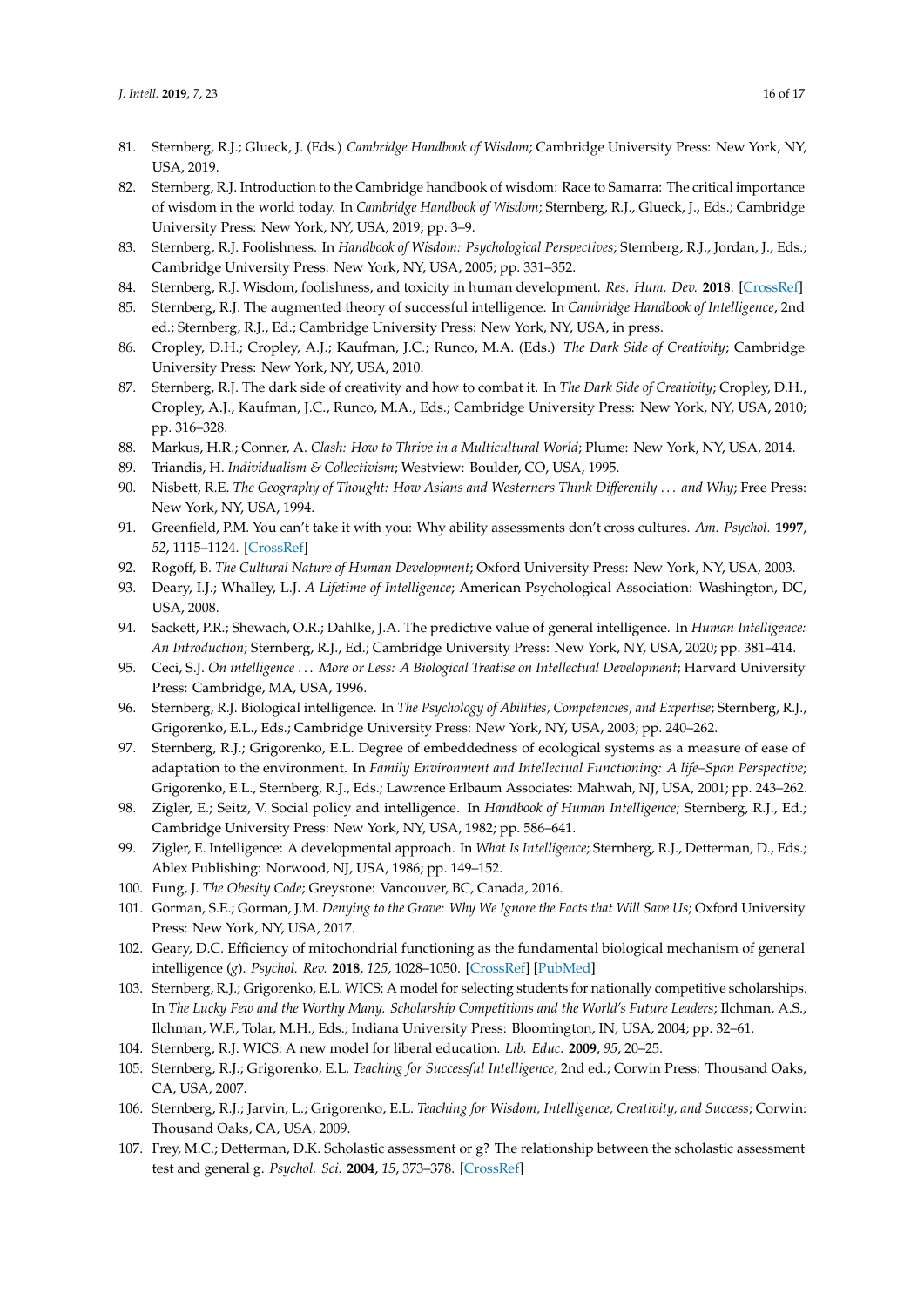81. Sternberg, R.J.; Glueck, J. (Eds.) *Cambridge Handbook of Wisdom*; Cambridge University Press: New York, NY, USA, 2019.
82. Sternberg, R.J. Introduction to the Cambridge handbook of wisdom: Race to Samarra: The critical importance of wisdom in the world today. In *Cambridge Handbook of Wisdom*; Sternberg, R.J., Glueck, J., Eds.; Cambridge University Press: New York, NY, USA, 2019; pp. 3–9.
83. Sternberg, R.J. Foolishness. In *Handbook of Wisdom: Psychological Perspectives*; Sternberg, R.J., Jordan, J., Eds.; Cambridge University Press: New York, NY, USA, 2005; pp. 331–352.
84. Sternberg, R.J. Wisdom, foolishness, and toxicity in human development. *Res. Hum. Dev.* **2018**. [CrossRef]
85. Sternberg, R.J. The augmented theory of successful intelligence. In *Cambridge Handbook of Intelligence*, 2nd ed.; Sternberg, R.J., Ed.; Cambridge University Press: New York, NY, USA, in press.
86. Cropley, D.H.; Cropley, A.J.; Kaufman, J.C.; Runco, M.A. (Eds.) *The Dark Side of Creativity*; Cambridge University Press: New York, NY, USA, 2010.
87. Sternberg, R.J. The dark side of creativity and how to combat it. In *The Dark Side of Creativity*; Cropley, D.H., Cropley, A.J., Kaufman, J.C., Runco, M.A., Eds.; Cambridge University Press: New York, NY, USA, 2010; pp. 316–328.
88. Markus, H.R.; Conner, A. *Clash: How to Thrive in a Multicultural World*; Plume: New York, NY, USA, 2014.
89. Triandis, H. *Individualism & Collectivism*; Westview: Boulder, CO, USA, 1995.
90. Nisbett, R.E. *The Geography of Thought: How Asians and Westerners Think Differently . . . and Why*; Free Press: New York, NY, USA, 1994.
91. Greenfield, P.M. You can't take it with you: Why ability assessments don't cross cultures. *Am. Psychol.* **1997**, *52*, 1115–1124. [CrossRef]
92. Rogoff, B. *The Cultural Nature of Human Development*; Oxford University Press: New York, NY, USA, 2003.
93. Deary, I.J.; Whalley, L.J. *A Lifetime of Intelligence*; American Psychological Association: Washington, DC, USA, 2008.
94. Sackett, P.R.; Shewach, O.R.; Dahlke, J.A. The predictive value of general intelligence. In *Human Intelligence: An Introduction*; Sternberg, R.J., Ed.; Cambridge University Press: New York, NY, USA, 2020; pp. 381–414.
95. Ceci, S.J. *On intelligence . . . More or Less: A Biological Treatise on Intellectual Development*; Harvard University Press: Cambridge, MA, USA, 1996.
96. Sternberg, R.J. Biological intelligence. In *The Psychology of Abilities, Competencies, and Expertise*; Sternberg, R.J., Grigorenko, E.L., Eds.; Cambridge University Press: New York, NY, USA, 2003; pp. 240–262.
97. Sternberg, R.J.; Grigorenko, E.L. Degree of embeddedness of ecological systems as a measure of ease of adaptation to the environment. In *Family Environment and Intellectual Functioning: A life–Span Perspective*; Grigorenko, E.L., Sternberg, R.J., Eds.; Lawrence Erlbaum Associates: Mahwah, NJ, USA, 2001; pp. 243–262.
98. Zigler, E.; Seitz, V. Social policy and intelligence. In *Handbook of Human Intelligence*; Sternberg, R.J., Ed.; Cambridge University Press: New York, NY, USA, 1982; pp. 586–641.
99. Zigler, E. Intelligence: A developmental approach. In *What Is Intelligence*; Sternberg, R.J., Detterman, D., Eds.; Ablex Publishing: Norwood, NJ, USA, 1986; pp. 149–152.
100. Fung, J. *The Obesity Code*; Greystone: Vancouver, BC, Canada, 2016.
101. Gorman, S.E.; Gorman, J.M. *Denying to the Grave: Why We Ignore the Facts that Will Save Us*; Oxford University Press: New York, NY, USA, 2017.
102. Geary, D.C. Efficiency of mitochondrial functioning as the fundamental biological mechanism of general intelligence (*g*). *Psychol. Rev.* **2018**, *125*, 1028–1050. [CrossRef] [PubMed]
103. Sternberg, R.J.; Grigorenko, E.L. WICS: A model for selecting students for nationally competitive scholarships. In *The Lucky Few and the Worthy Many. Scholarship Competitions and the World's Future Leaders*; Ilchman, A.S., Ilchman, W.F., Tolar, M.H., Eds.; Indiana University Press: Bloomington, IN, USA, 2004; pp. 32–61.
104. Sternberg, R.J. WICS: A new model for liberal education. *Lib. Educ.* **2009**, *95*, 20–25.
105. Sternberg, R.J.; Grigorenko, E.L. *Teaching for Successful Intelligence*, 2nd ed.; Corwin Press: Thousand Oaks, CA, USA, 2007.
106. Sternberg, R.J.; Jarvin, L.; Grigorenko, E.L. *Teaching for Wisdom, Intelligence, Creativity, and Success*; Corwin: Thousand Oaks, CA, USA, 2009.
107. Frey, M.C.; Detterman, D.K. Scholastic assessment or g? The relationship between the scholastic assessment test and general g. *Psychol. Sci.* **2004**, *15*, 373–378. [CrossRef]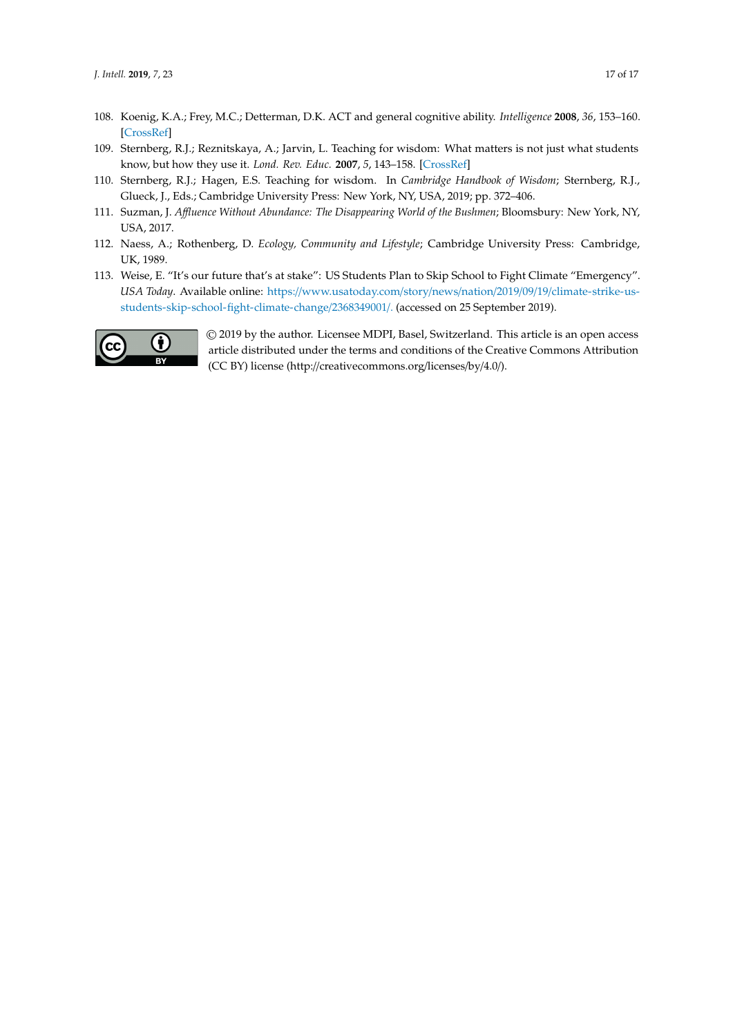108. Koenig, K.A.; Frey, M.C.; Detterman, D.K. ACT and general cognitive ability. *Intelligence* **2008**, *36*, 153–160. [CrossRef]
109. Sternberg, R.J.; Reznitskaya, A.; Jarvin, L. Teaching for wisdom: What matters is not just what students know, but how they use it. *Lond. Rev. Educ.* **2007**, *5*, 143–158. [CrossRef]
110. Sternberg, R.J.; Hagen, E.S. Teaching for wisdom. In *Cambridge Handbook of Wisdom*; Sternberg, R.J., Glueck, J., Eds.; Cambridge University Press: New York, NY, USA, 2019; pp. 372–406.
111. Suzman, J. *Affluence Without Abundance: The Disappearing World of the Bushmen*; Bloomsbury: New York, NY, USA, 2017.
112. Naess, A.; Rothenberg, D. *Ecology, Community and Lifestyle*; Cambridge University Press: Cambridge, UK, 1989.
113. Weise, E. "It's our future that's at stake": US Students Plan to Skip School to Fight Climate "Emergency". *USA Today*. Available online: https://www.usatoday.com/story/news/nation/2019/09/19/climate-strike-us-students-skip-school-fight-climate-change/2368349001/. (accessed on 25 September 2019).

© 2019 by the author. Licensee MDPI, Basel, Switzerland. This article is an open access article distributed under the terms and conditions of the Creative Commons Attribution (CC BY) license (http://creativecommons.org/licenses/by/4.0/).